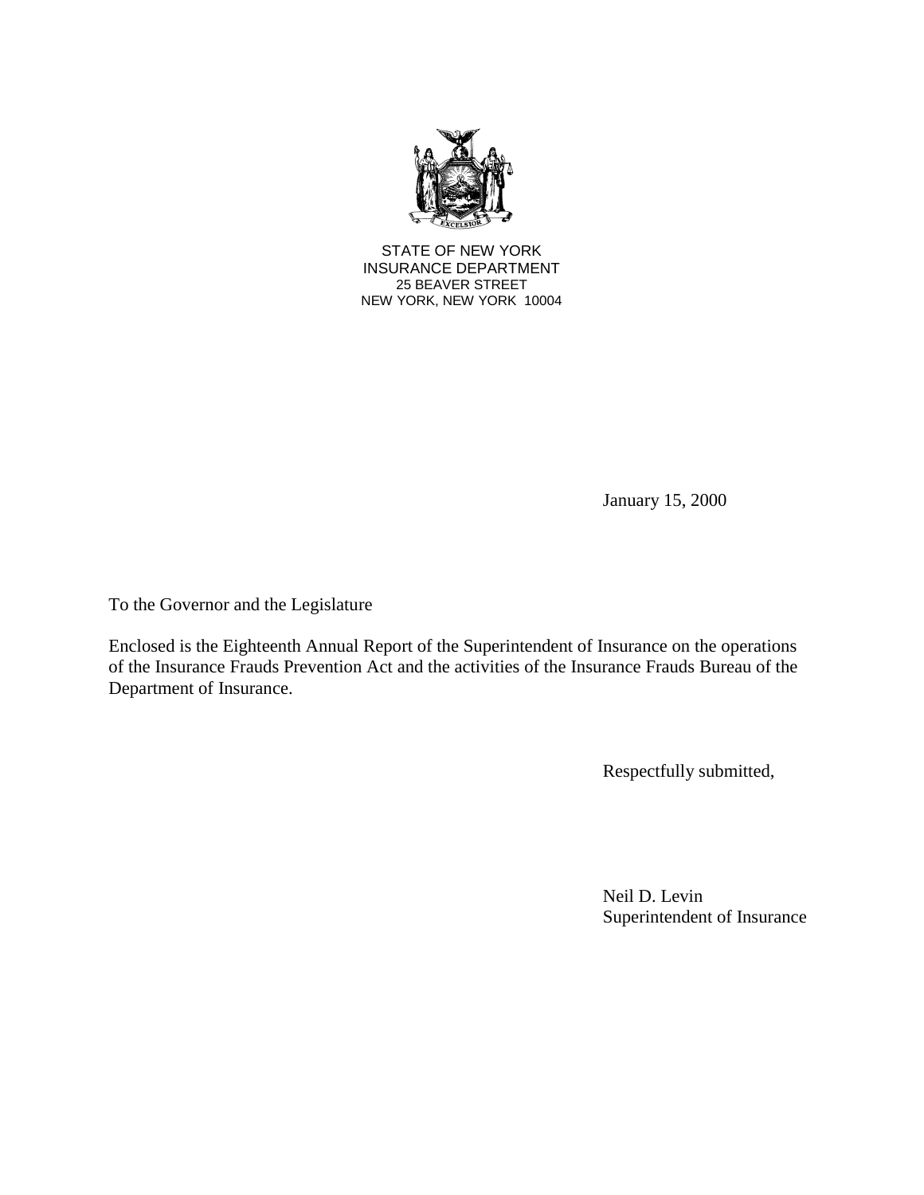STATE OF NEW YORK
INSURANCE DEPARTMENT
25 BEAVER STREET
NEW YORK, NEW YORK 10004

January 15, 2000

To the Governor and the Legislature

Enclosed is the Eighteenth Annual Report of the Superintendent of Insurance on the operations of the Insurance Frauds Prevention Act and the activities of the Insurance Frauds Bureau of the Department of Insurance.

Respectfully submitted,

Neil D. Levin
Superintendent of Insurance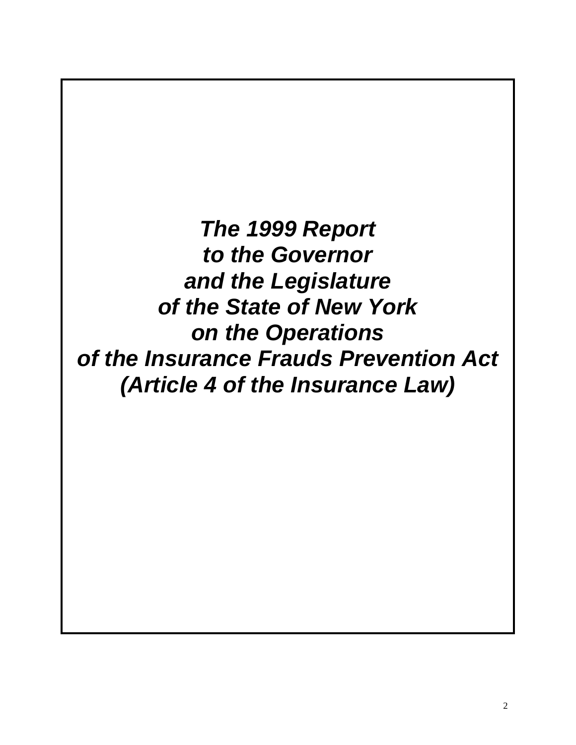# *The 1999 Report to the Governor and the Legislature of the State of New York on the Operations of the Insurance Frauds Prevention Act (Article 4 of the Insurance Law)*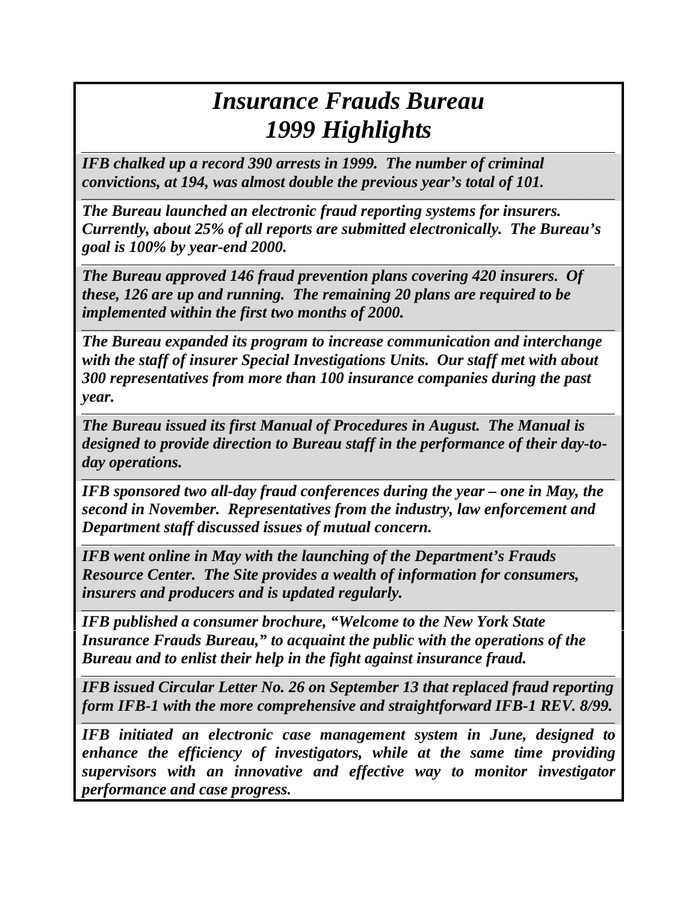# *Insurance Frauds Bureau 1999 Highlights*

***IFB chalked up a record 390 arrests in 1999. The number of criminal convictions, at 194, was almost double the previous year's total of 101.***

***The Bureau launched an electronic fraud reporting systems for insurers. Currently, about 25% of all reports are submitted electronically. The Bureau's goal is 100% by year-end 2000.***

***The Bureau approved 146 fraud prevention plans covering 420 insurers. Of these, 126 are up and running. The remaining 20 plans are required to be implemented within the first two months of 2000.***

***The Bureau expanded its program to increase communication and interchange with the staff of insurer Special Investigations Units. Our staff met with about 300 representatives from more than 100 insurance companies during the past year.***

***The Bureau issued its first Manual of Procedures in August. The Manual is designed to provide direction to Bureau staff in the performance of their day-to-day operations.***

***IFB sponsored two all-day fraud conferences during the year – one in May, the second in November. Representatives from the industry, law enforcement and Department staff discussed issues of mutual concern.***

***IFB went online in May with the launching of the Department's Frauds Resource Center. The Site provides a wealth of information for consumers, insurers and producers and is updated regularly.***

***IFB published a consumer brochure, "Welcome to the New York State Insurance Frauds Bureau," to acquaint the public with the operations of the Bureau and to enlist their help in the fight against insurance fraud.***

***IFB issued Circular Letter No. 26 on September 13 that replaced fraud reporting form IFB-1 with the more comprehensive and straightforward IFB-1 REV. 8/99.***

***IFB initiated an electronic case management system in June, designed to enhance the efficiency of investigators, while at the same time providing supervisors with an innovative and effective way to monitor investigator performance and case progress.***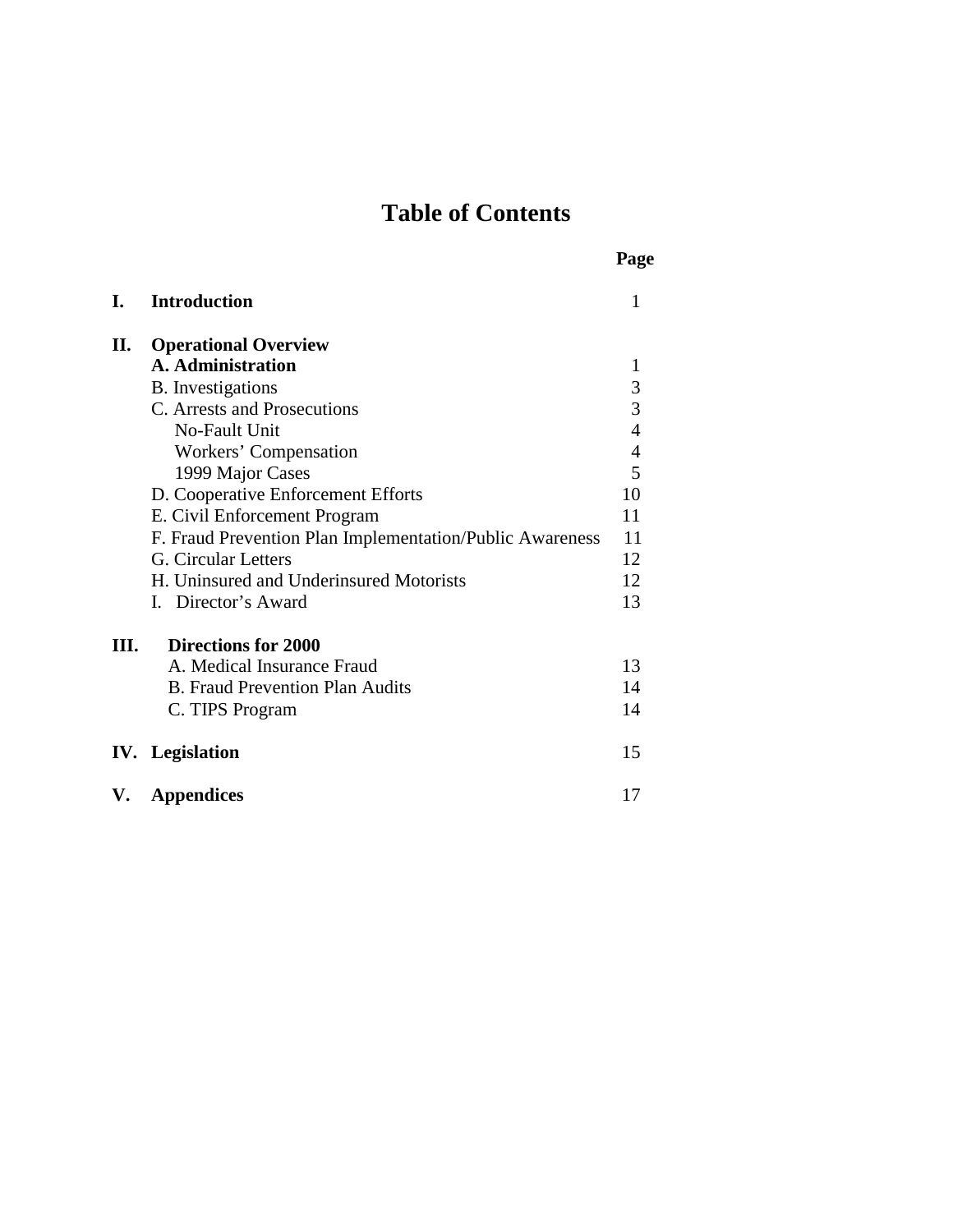# Table of Contents

| | | Page |
|---|---|---|
| **I.** | **Introduction** | 1 |
| **II.** | **Operational Overview** | |
| | **A. Administration** | 1 |
| | B. Investigations | 3 |
| | C. Arrests and Prosecutions | 3 |
| | No-Fault Unit | 4 |
| | Workers' Compensation | 4 |
| | 1999 Major Cases | 5 |
| | D. Cooperative Enforcement Efforts | 10 |
| | E. Civil Enforcement Program | 11 |
| | F. Fraud Prevention Plan Implementation/Public Awareness | 11 |
| | G. Circular Letters | 12 |
| | H. Uninsured and Underinsured Motorists | 12 |
| | I. Director's Award | 13 |
| **III.** | **Directions for 2000** | |
| | A. Medical Insurance Fraud | 13 |
| | B. Fraud Prevention Plan Audits | 14 |
| | C. TIPS Program | 14 |
| **IV.** | **Legislation** | 15 |
| **V.** | **Appendices** | 17 |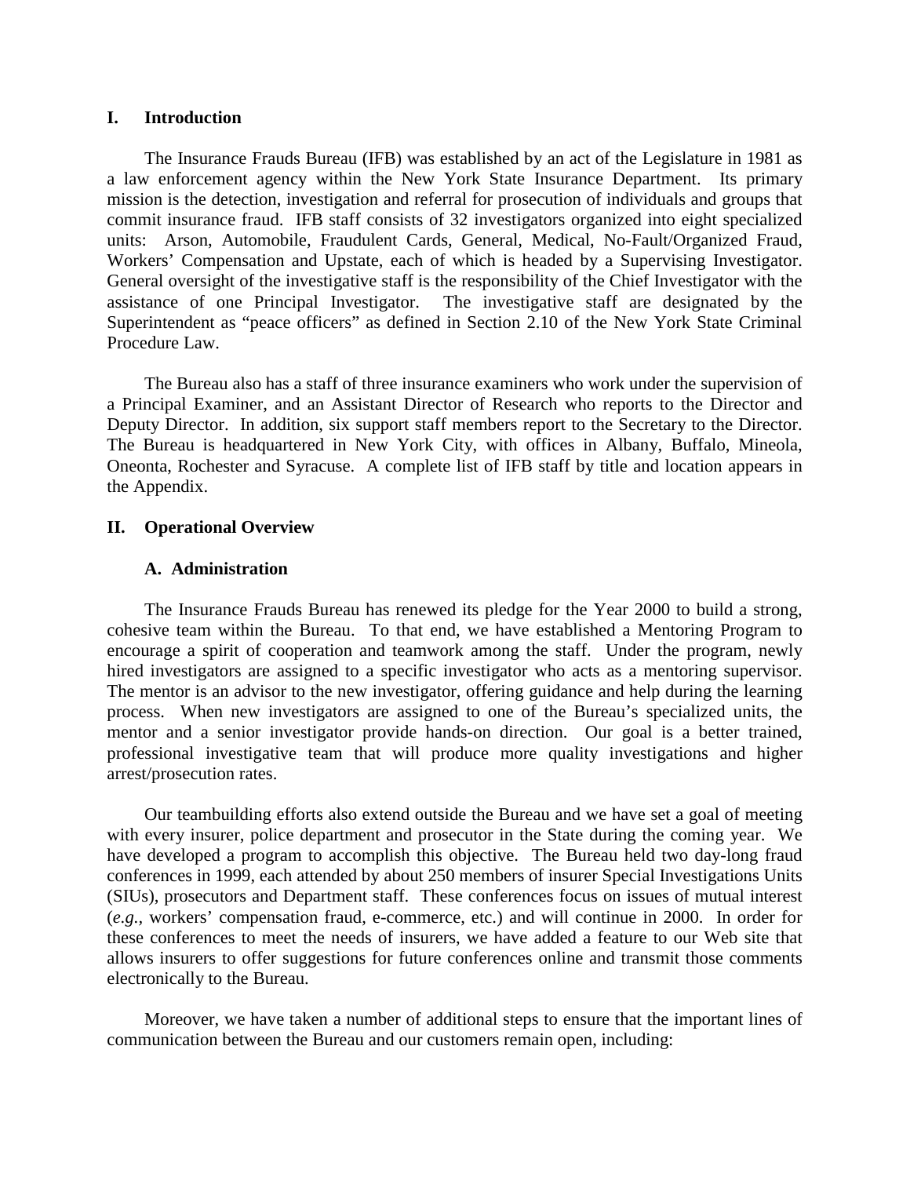## I. Introduction

The Insurance Frauds Bureau (IFB) was established by an act of the Legislature in 1981 as a law enforcement agency within the New York State Insurance Department. Its primary mission is the detection, investigation and referral for prosecution of individuals and groups that commit insurance fraud. IFB staff consists of 32 investigators organized into eight specialized units: Arson, Automobile, Fraudulent Cards, General, Medical, No-Fault/Organized Fraud, Workers' Compensation and Upstate, each of which is headed by a Supervising Investigator. General oversight of the investigative staff is the responsibility of the Chief Investigator with the assistance of one Principal Investigator. The investigative staff are designated by the Superintendent as "peace officers" as defined in Section 2.10 of the New York State Criminal Procedure Law.

The Bureau also has a staff of three insurance examiners who work under the supervision of a Principal Examiner, and an Assistant Director of Research who reports to the Director and Deputy Director. In addition, six support staff members report to the Secretary to the Director. The Bureau is headquartered in New York City, with offices in Albany, Buffalo, Mineola, Oneonta, Rochester and Syracuse. A complete list of IFB staff by title and location appears in the Appendix.

## II. Operational Overview

### A. Administration

The Insurance Frauds Bureau has renewed its pledge for the Year 2000 to build a strong, cohesive team within the Bureau. To that end, we have established a Mentoring Program to encourage a spirit of cooperation and teamwork among the staff. Under the program, newly hired investigators are assigned to a specific investigator who acts as a mentoring supervisor. The mentor is an advisor to the new investigator, offering guidance and help during the learning process. When new investigators are assigned to one of the Bureau's specialized units, the mentor and a senior investigator provide hands-on direction. Our goal is a better trained, professional investigative team that will produce more quality investigations and higher arrest/prosecution rates.

Our teambuilding efforts also extend outside the Bureau and we have set a goal of meeting with every insurer, police department and prosecutor in the State during the coming year. We have developed a program to accomplish this objective. The Bureau held two day-long fraud conferences in 1999, each attended by about 250 members of insurer Special Investigations Units (SIUs), prosecutors and Department staff. These conferences focus on issues of mutual interest (*e.g.*, workers' compensation fraud, e-commerce, etc.) and will continue in 2000. In order for these conferences to meet the needs of insurers, we have added a feature to our Web site that allows insurers to offer suggestions for future conferences online and transmit those comments electronically to the Bureau.

Moreover, we have taken a number of additional steps to ensure that the important lines of communication between the Bureau and our customers remain open, including: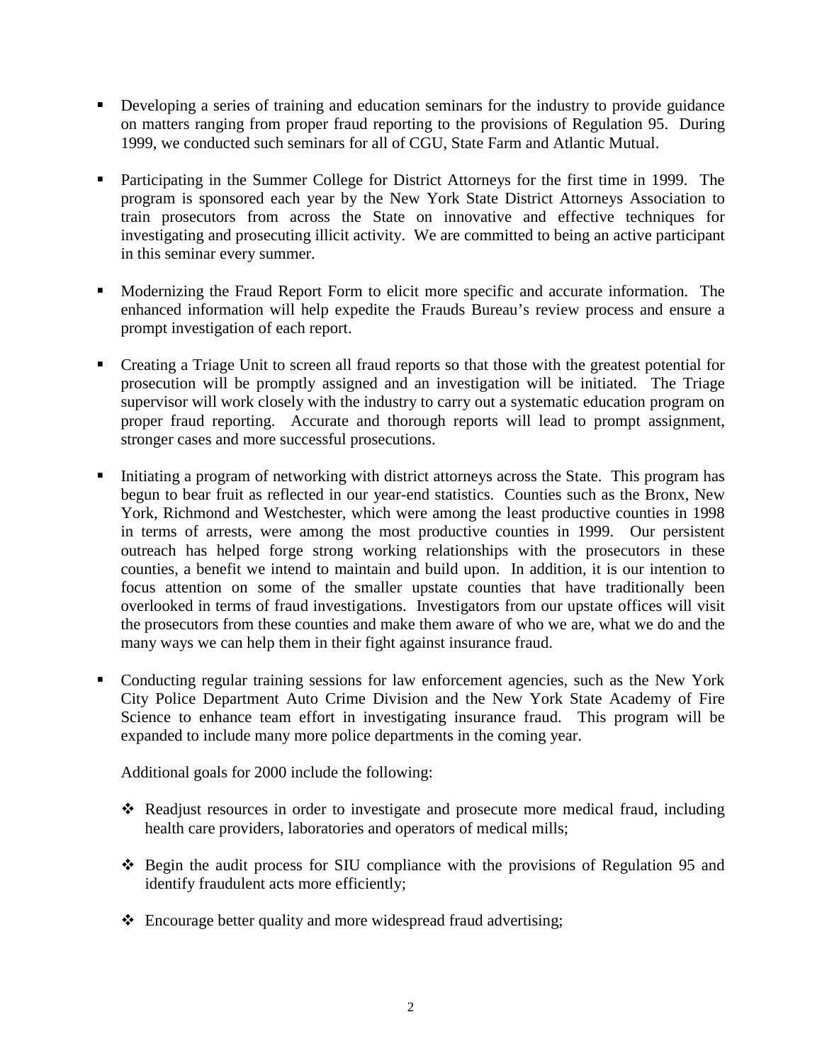- Developing a series of training and education seminars for the industry to provide guidance on matters ranging from proper fraud reporting to the provisions of Regulation 95. During 1999, we conducted such seminars for all of CGU, State Farm and Atlantic Mutual.

- Participating in the Summer College for District Attorneys for the first time in 1999. The program is sponsored each year by the New York State District Attorneys Association to train prosecutors from across the State on innovative and effective techniques for investigating and prosecuting illicit activity. We are committed to being an active participant in this seminar every summer.

- Modernizing the Fraud Report Form to elicit more specific and accurate information. The enhanced information will help expedite the Frauds Bureau's review process and ensure a prompt investigation of each report.

- Creating a Triage Unit to screen all fraud reports so that those with the greatest potential for prosecution will be promptly assigned and an investigation will be initiated. The Triage supervisor will work closely with the industry to carry out a systematic education program on proper fraud reporting. Accurate and thorough reports will lead to prompt assignment, stronger cases and more successful prosecutions.

- Initiating a program of networking with district attorneys across the State. This program has begun to bear fruit as reflected in our year-end statistics. Counties such as the Bronx, New York, Richmond and Westchester, which were among the least productive counties in 1998 in terms of arrests, were among the most productive counties in 1999. Our persistent outreach has helped forge strong working relationships with the prosecutors in these counties, a benefit we intend to maintain and build upon. In addition, it is our intention to focus attention on some of the smaller upstate counties that have traditionally been overlooked in terms of fraud investigations. Investigators from our upstate offices will visit the prosecutors from these counties and make them aware of who we are, what we do and the many ways we can help them in their fight against insurance fraud.

- Conducting regular training sessions for law enforcement agencies, such as the New York City Police Department Auto Crime Division and the New York State Academy of Fire Science to enhance team effort in investigating insurance fraud. This program will be expanded to include many more police departments in the coming year.

  Additional goals for 2000 include the following:

  - Readjust resources in order to investigate and prosecute more medical fraud, including health care providers, laboratories and operators of medical mills;

  - Begin the audit process for SIU compliance with the provisions of Regulation 95 and identify fraudulent acts more efficiently;

  - Encourage better quality and more widespread fraud advertising;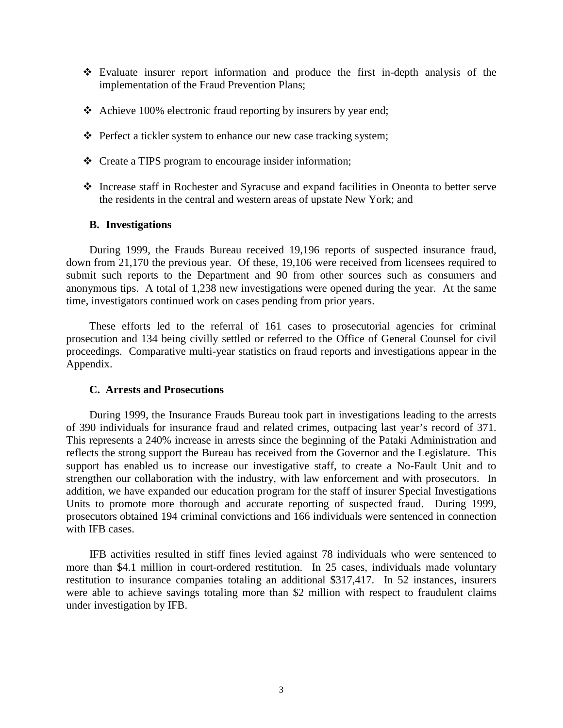- Evaluate insurer report information and produce the first in-depth analysis of the implementation of the Fraud Prevention Plans;

- Achieve 100% electronic fraud reporting by insurers by year end;

- Perfect a tickler system to enhance our new case tracking system;

- Create a TIPS program to encourage insider information;

- Increase staff in Rochester and Syracuse and expand facilities in Oneonta to better serve the residents in the central and western areas of upstate New York; and

### B. Investigations

During 1999, the Frauds Bureau received 19,196 reports of suspected insurance fraud, down from 21,170 the previous year. Of these, 19,106 were received from licensees required to submit such reports to the Department and 90 from other sources such as consumers and anonymous tips. A total of 1,238 new investigations were opened during the year. At the same time, investigators continued work on cases pending from prior years.

These efforts led to the referral of 161 cases to prosecutorial agencies for criminal prosecution and 134 being civilly settled or referred to the Office of General Counsel for civil proceedings. Comparative multi-year statistics on fraud reports and investigations appear in the Appendix.

### C. Arrests and Prosecutions

During 1999, the Insurance Frauds Bureau took part in investigations leading to the arrests of 390 individuals for insurance fraud and related crimes, outpacing last year's record of 371. This represents a 240% increase in arrests since the beginning of the Pataki Administration and reflects the strong support the Bureau has received from the Governor and the Legislature. This support has enabled us to increase our investigative staff, to create a No-Fault Unit and to strengthen our collaboration with the industry, with law enforcement and with prosecutors. In addition, we have expanded our education program for the staff of insurer Special Investigations Units to promote more thorough and accurate reporting of suspected fraud. During 1999, prosecutors obtained 194 criminal convictions and 166 individuals were sentenced in connection with IFB cases.

IFB activities resulted in stiff fines levied against 78 individuals who were sentenced to more than $4.1 million in court-ordered restitution. In 25 cases, individuals made voluntary restitution to insurance companies totaling an additional $317,417. In 52 instances, insurers were able to achieve savings totaling more than $2 million with respect to fraudulent claims under investigation by IFB.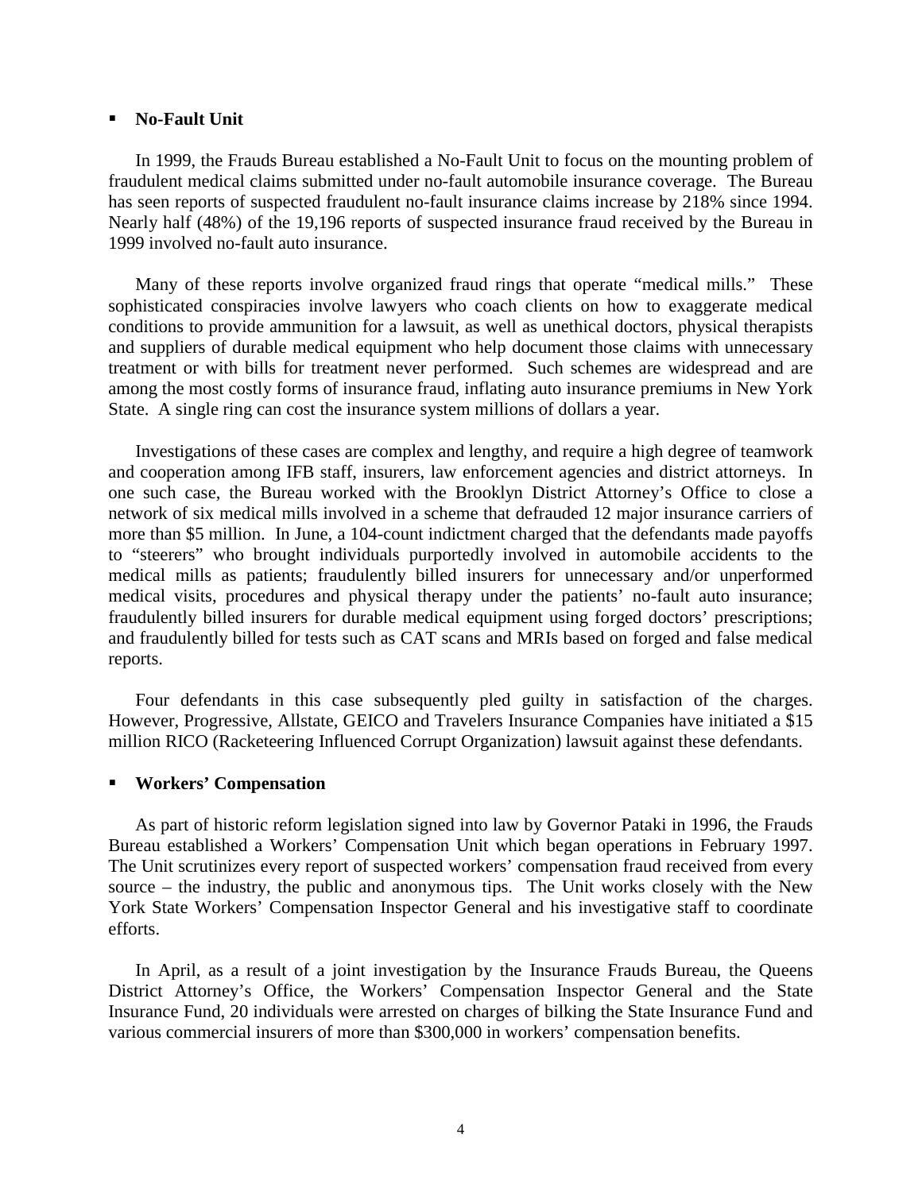- **No-Fault Unit**

In 1999, the Frauds Bureau established a No-Fault Unit to focus on the mounting problem of fraudulent medical claims submitted under no-fault automobile insurance coverage. The Bureau has seen reports of suspected fraudulent no-fault insurance claims increase by 218% since 1994. Nearly half (48%) of the 19,196 reports of suspected insurance fraud received by the Bureau in 1999 involved no-fault auto insurance.

Many of these reports involve organized fraud rings that operate "medical mills." These sophisticated conspiracies involve lawyers who coach clients on how to exaggerate medical conditions to provide ammunition for a lawsuit, as well as unethical doctors, physical therapists and suppliers of durable medical equipment who help document those claims with unnecessary treatment or with bills for treatment never performed. Such schemes are widespread and are among the most costly forms of insurance fraud, inflating auto insurance premiums in New York State. A single ring can cost the insurance system millions of dollars a year.

Investigations of these cases are complex and lengthy, and require a high degree of teamwork and cooperation among IFB staff, insurers, law enforcement agencies and district attorneys. In one such case, the Bureau worked with the Brooklyn District Attorney's Office to close a network of six medical mills involved in a scheme that defrauded 12 major insurance carriers of more than $5 million. In June, a 104-count indictment charged that the defendants made payoffs to "steerers" who brought individuals purportedly involved in automobile accidents to the medical mills as patients; fraudulently billed insurers for unnecessary and/or unperformed medical visits, procedures and physical therapy under the patients' no-fault auto insurance; fraudulently billed insurers for durable medical equipment using forged doctors' prescriptions; and fraudulently billed for tests such as CAT scans and MRIs based on forged and false medical reports.

Four defendants in this case subsequently pled guilty in satisfaction of the charges. However, Progressive, Allstate, GEICO and Travelers Insurance Companies have initiated a $15 million RICO (Racketeering Influenced Corrupt Organization) lawsuit against these defendants.

- **Workers' Compensation**

As part of historic reform legislation signed into law by Governor Pataki in 1996, the Frauds Bureau established a Workers' Compensation Unit which began operations in February 1997. The Unit scrutinizes every report of suspected workers' compensation fraud received from every source – the industry, the public and anonymous tips. The Unit works closely with the New York State Workers' Compensation Inspector General and his investigative staff to coordinate efforts.

In April, as a result of a joint investigation by the Insurance Frauds Bureau, the Queens District Attorney's Office, the Workers' Compensation Inspector General and the State Insurance Fund, 20 individuals were arrested on charges of bilking the State Insurance Fund and various commercial insurers of more than $300,000 in workers' compensation benefits.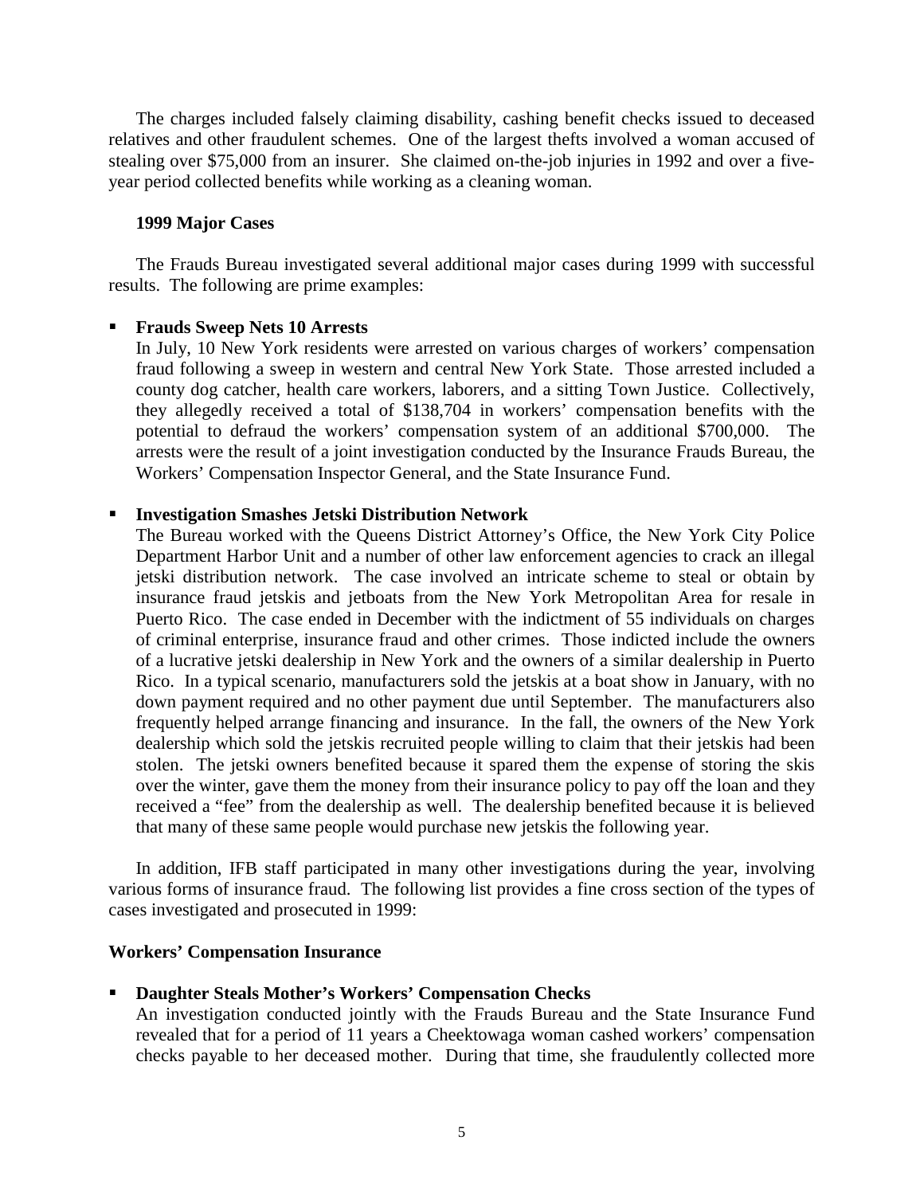The charges included falsely claiming disability, cashing benefit checks issued to deceased relatives and other fraudulent schemes. One of the largest thefts involved a woman accused of stealing over $75,000 from an insurer. She claimed on-the-job injuries in 1992 and over a five-year period collected benefits while working as a cleaning woman.

### 1999 Major Cases

The Frauds Bureau investigated several additional major cases during 1999 with successful results. The following are prime examples:

- **Frauds Sweep Nets 10 Arrests**
  In July, 10 New York residents were arrested on various charges of workers' compensation fraud following a sweep in western and central New York State. Those arrested included a county dog catcher, health care workers, laborers, and a sitting Town Justice. Collectively, they allegedly received a total of $138,704 in workers' compensation benefits with the potential to defraud the workers' compensation system of an additional $700,000. The arrests were the result of a joint investigation conducted by the Insurance Frauds Bureau, the Workers' Compensation Inspector General, and the State Insurance Fund.

- **Investigation Smashes Jetski Distribution Network**
  The Bureau worked with the Queens District Attorney's Office, the New York City Police Department Harbor Unit and a number of other law enforcement agencies to crack an illegal jetski distribution network. The case involved an intricate scheme to steal or obtain by insurance fraud jetskis and jetboats from the New York Metropolitan Area for resale in Puerto Rico. The case ended in December with the indictment of 55 individuals on charges of criminal enterprise, insurance fraud and other crimes. Those indicted include the owners of a lucrative jetski dealership in New York and the owners of a similar dealership in Puerto Rico. In a typical scenario, manufacturers sold the jetskis at a boat show in January, with no down payment required and no other payment due until September. The manufacturers also frequently helped arrange financing and insurance. In the fall, the owners of the New York dealership which sold the jetskis recruited people willing to claim that their jetskis had been stolen. The jetski owners benefited because it spared them the expense of storing the skis over the winter, gave them the money from their insurance policy to pay off the loan and they received a "fee" from the dealership as well. The dealership benefited because it is believed that many of these same people would purchase new jetskis the following year.

In addition, IFB staff participated in many other investigations during the year, involving various forms of insurance fraud. The following list provides a fine cross section of the types of cases investigated and prosecuted in 1999:

### Workers' Compensation Insurance

- **Daughter Steals Mother's Workers' Compensation Checks**
  An investigation conducted jointly with the Frauds Bureau and the State Insurance Fund revealed that for a period of 11 years a Cheektowaga woman cashed workers' compensation checks payable to her deceased mother. During that time, she fraudulently collected more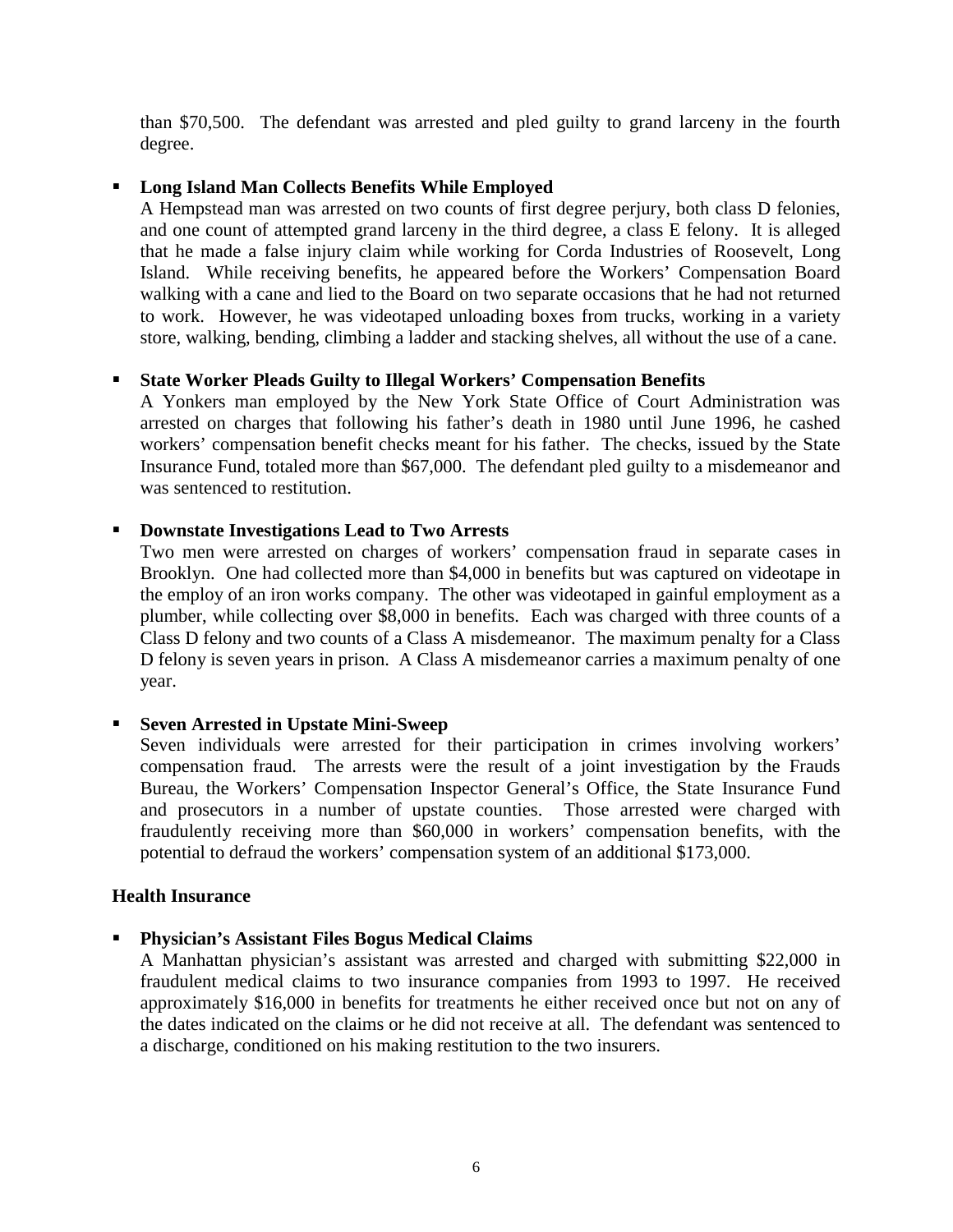than $70,500. The defendant was arrested and pled guilty to grand larceny in the fourth degree.

- **Long Island Man Collects Benefits While Employed**
  A Hempstead man was arrested on two counts of first degree perjury, both class D felonies, and one count of attempted grand larceny in the third degree, a class E felony. It is alleged that he made a false injury claim while working for Corda Industries of Roosevelt, Long Island. While receiving benefits, he appeared before the Workers' Compensation Board walking with a cane and lied to the Board on two separate occasions that he had not returned to work. However, he was videotaped unloading boxes from trucks, working in a variety store, walking, bending, climbing a ladder and stacking shelves, all without the use of a cane.

- **State Worker Pleads Guilty to Illegal Workers' Compensation Benefits**
  A Yonkers man employed by the New York State Office of Court Administration was arrested on charges that following his father's death in 1980 until June 1996, he cashed workers' compensation benefit checks meant for his father. The checks, issued by the State Insurance Fund, totaled more than $67,000. The defendant pled guilty to a misdemeanor and was sentenced to restitution.

- **Downstate Investigations Lead to Two Arrests**
  Two men were arrested on charges of workers' compensation fraud in separate cases in Brooklyn. One had collected more than $4,000 in benefits but was captured on videotape in the employ of an iron works company. The other was videotaped in gainful employment as a plumber, while collecting over $8,000 in benefits. Each was charged with three counts of a Class D felony and two counts of a Class A misdemeanor. The maximum penalty for a Class D felony is seven years in prison. A Class A misdemeanor carries a maximum penalty of one year.

- **Seven Arrested in Upstate Mini-Sweep**
  Seven individuals were arrested for their participation in crimes involving workers' compensation fraud. The arrests were the result of a joint investigation by the Frauds Bureau, the Workers' Compensation Inspector General's Office, the State Insurance Fund and prosecutors in a number of upstate counties. Those arrested were charged with fraudulently receiving more than $60,000 in workers' compensation benefits, with the potential to defraud the workers' compensation system of an additional $173,000.

**Health Insurance**

- **Physician's Assistant Files Bogus Medical Claims**
  A Manhattan physician's assistant was arrested and charged with submitting $22,000 in fraudulent medical claims to two insurance companies from 1993 to 1997. He received approximately $16,000 in benefits for treatments he either received once but not on any of the dates indicated on the claims or he did not receive at all. The defendant was sentenced to a discharge, conditioned on his making restitution to the two insurers.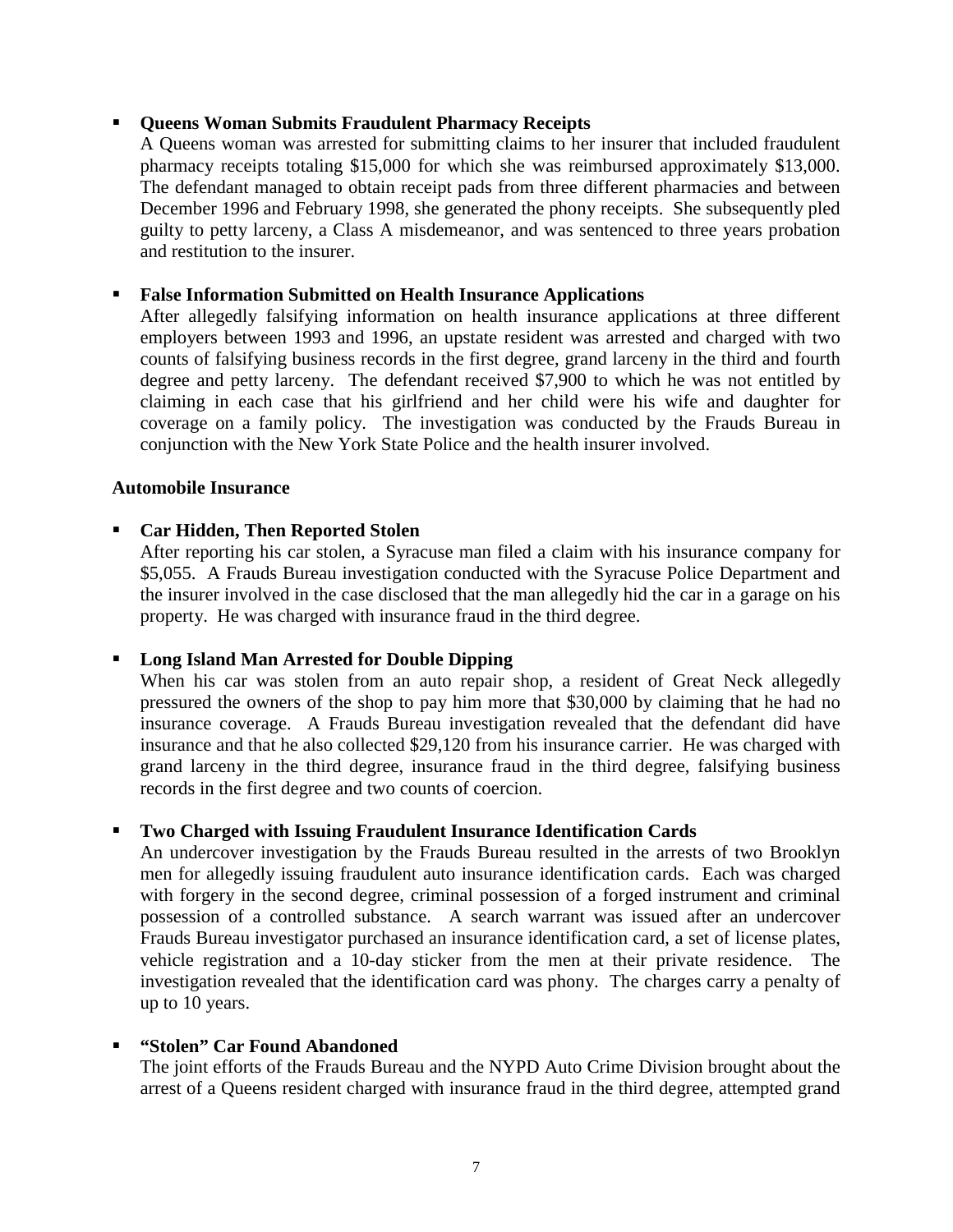- **Queens Woman Submits Fraudulent Pharmacy Receipts**
  A Queens woman was arrested for submitting claims to her insurer that included fraudulent pharmacy receipts totaling $15,000 for which she was reimbursed approximately $13,000. The defendant managed to obtain receipt pads from three different pharmacies and between December 1996 and February 1998, she generated the phony receipts. She subsequently pled guilty to petty larceny, a Class A misdemeanor, and was sentenced to three years probation and restitution to the insurer.

- **False Information Submitted on Health Insurance Applications**
  After allegedly falsifying information on health insurance applications at three different employers between 1993 and 1996, an upstate resident was arrested and charged with two counts of falsifying business records in the first degree, grand larceny in the third and fourth degree and petty larceny. The defendant received $7,900 to which he was not entitled by claiming in each case that his girlfriend and her child were his wife and daughter for coverage on a family policy. The investigation was conducted by the Frauds Bureau in conjunction with the New York State Police and the health insurer involved.

**Automobile Insurance**

- **Car Hidden, Then Reported Stolen**
  After reporting his car stolen, a Syracuse man filed a claim with his insurance company for $5,055. A Frauds Bureau investigation conducted with the Syracuse Police Department and the insurer involved in the case disclosed that the man allegedly hid the car in a garage on his property. He was charged with insurance fraud in the third degree.

- **Long Island Man Arrested for Double Dipping**
  When his car was stolen from an auto repair shop, a resident of Great Neck allegedly pressured the owners of the shop to pay him more that $30,000 by claiming that he had no insurance coverage. A Frauds Bureau investigation revealed that the defendant did have insurance and that he also collected $29,120 from his insurance carrier. He was charged with grand larceny in the third degree, insurance fraud in the third degree, falsifying business records in the first degree and two counts of coercion.

- **Two Charged with Issuing Fraudulent Insurance Identification Cards**
  An undercover investigation by the Frauds Bureau resulted in the arrests of two Brooklyn men for allegedly issuing fraudulent auto insurance identification cards. Each was charged with forgery in the second degree, criminal possession of a forged instrument and criminal possession of a controlled substance. A search warrant was issued after an undercover Frauds Bureau investigator purchased an insurance identification card, a set of license plates, vehicle registration and a 10-day sticker from the men at their private residence. The investigation revealed that the identification card was phony. The charges carry a penalty of up to 10 years.

- **"Stolen" Car Found Abandoned**
  The joint efforts of the Frauds Bureau and the NYPD Auto Crime Division brought about the arrest of a Queens resident charged with insurance fraud in the third degree, attempted grand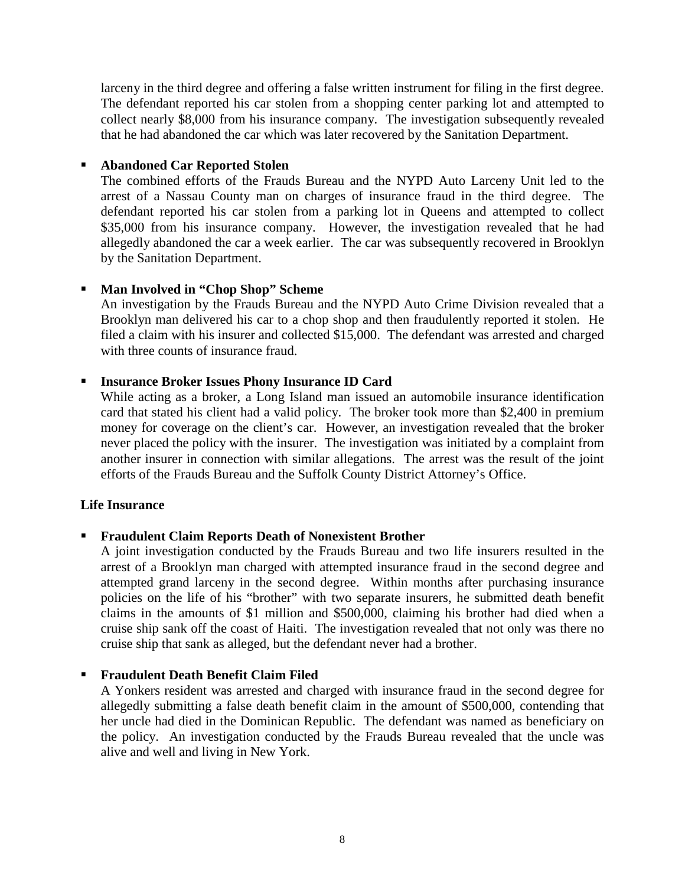larceny in the third degree and offering a false written instrument for filing in the first degree. The defendant reported his car stolen from a shopping center parking lot and attempted to collect nearly $8,000 from his insurance company. The investigation subsequently revealed that he had abandoned the car which was later recovered by the Sanitation Department.

- **Abandoned Car Reported Stolen**
  The combined efforts of the Frauds Bureau and the NYPD Auto Larceny Unit led to the arrest of a Nassau County man on charges of insurance fraud in the third degree. The defendant reported his car stolen from a parking lot in Queens and attempted to collect $35,000 from his insurance company. However, the investigation revealed that he had allegedly abandoned the car a week earlier. The car was subsequently recovered in Brooklyn by the Sanitation Department.

- **Man Involved in "Chop Shop" Scheme**
  An investigation by the Frauds Bureau and the NYPD Auto Crime Division revealed that a Brooklyn man delivered his car to a chop shop and then fraudulently reported it stolen. He filed a claim with his insurer and collected $15,000. The defendant was arrested and charged with three counts of insurance fraud.

- **Insurance Broker Issues Phony Insurance ID Card**
  While acting as a broker, a Long Island man issued an automobile insurance identification card that stated his client had a valid policy. The broker took more than $2,400 in premium money for coverage on the client's car. However, an investigation revealed that the broker never placed the policy with the insurer. The investigation was initiated by a complaint from another insurer in connection with similar allegations. The arrest was the result of the joint efforts of the Frauds Bureau and the Suffolk County District Attorney's Office.

**Life Insurance**

- **Fraudulent Claim Reports Death of Nonexistent Brother**
  A joint investigation conducted by the Frauds Bureau and two life insurers resulted in the arrest of a Brooklyn man charged with attempted insurance fraud in the second degree and attempted grand larceny in the second degree. Within months after purchasing insurance policies on the life of his "brother" with two separate insurers, he submitted death benefit claims in the amounts of $1 million and $500,000, claiming his brother had died when a cruise ship sank off the coast of Haiti. The investigation revealed that not only was there no cruise ship that sank as alleged, but the defendant never had a brother.

- **Fraudulent Death Benefit Claim Filed**
  A Yonkers resident was arrested and charged with insurance fraud in the second degree for allegedly submitting a false death benefit claim in the amount of $500,000, contending that her uncle had died in the Dominican Republic. The defendant was named as beneficiary on the policy. An investigation conducted by the Frauds Bureau revealed that the uncle was alive and well and living in New York.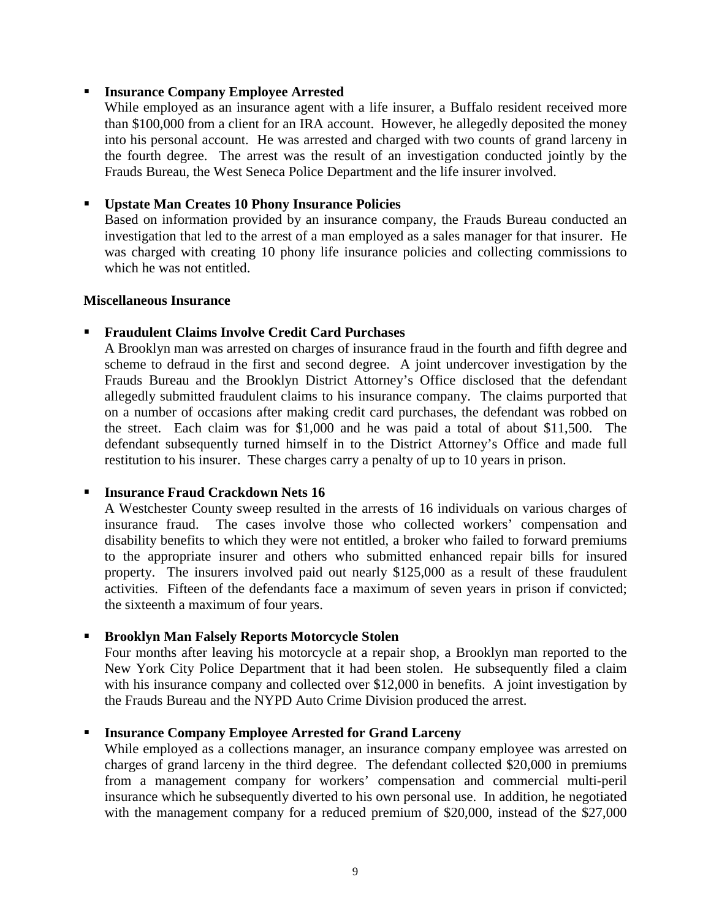- **Insurance Company Employee Arrested**
  While employed as an insurance agent with a life insurer, a Buffalo resident received more than $100,000 from a client for an IRA account. However, he allegedly deposited the money into his personal account. He was arrested and charged with two counts of grand larceny in the fourth degree. The arrest was the result of an investigation conducted jointly by the Frauds Bureau, the West Seneca Police Department and the life insurer involved.

- **Upstate Man Creates 10 Phony Insurance Policies**
  Based on information provided by an insurance company, the Frauds Bureau conducted an investigation that led to the arrest of a man employed as a sales manager for that insurer. He was charged with creating 10 phony life insurance policies and collecting commissions to which he was not entitled.

**Miscellaneous Insurance**

- **Fraudulent Claims Involve Credit Card Purchases**
  A Brooklyn man was arrested on charges of insurance fraud in the fourth and fifth degree and scheme to defraud in the first and second degree. A joint undercover investigation by the Frauds Bureau and the Brooklyn District Attorney's Office disclosed that the defendant allegedly submitted fraudulent claims to his insurance company. The claims purported that on a number of occasions after making credit card purchases, the defendant was robbed on the street. Each claim was for $1,000 and he was paid a total of about $11,500. The defendant subsequently turned himself in to the District Attorney's Office and made full restitution to his insurer. These charges carry a penalty of up to 10 years in prison.

- **Insurance Fraud Crackdown Nets 16**
  A Westchester County sweep resulted in the arrests of 16 individuals on various charges of insurance fraud. The cases involve those who collected workers' compensation and disability benefits to which they were not entitled, a broker who failed to forward premiums to the appropriate insurer and others who submitted enhanced repair bills for insured property. The insurers involved paid out nearly $125,000 as a result of these fraudulent activities. Fifteen of the defendants face a maximum of seven years in prison if convicted; the sixteenth a maximum of four years.

- **Brooklyn Man Falsely Reports Motorcycle Stolen**
  Four months after leaving his motorcycle at a repair shop, a Brooklyn man reported to the New York City Police Department that it had been stolen. He subsequently filed a claim with his insurance company and collected over $12,000 in benefits. A joint investigation by the Frauds Bureau and the NYPD Auto Crime Division produced the arrest.

- **Insurance Company Employee Arrested for Grand Larceny**
  While employed as a collections manager, an insurance company employee was arrested on charges of grand larceny in the third degree. The defendant collected $20,000 in premiums from a management company for workers' compensation and commercial multi-peril insurance which he subsequently diverted to his own personal use. In addition, he negotiated with the management company for a reduced premium of $20,000, instead of the $27,000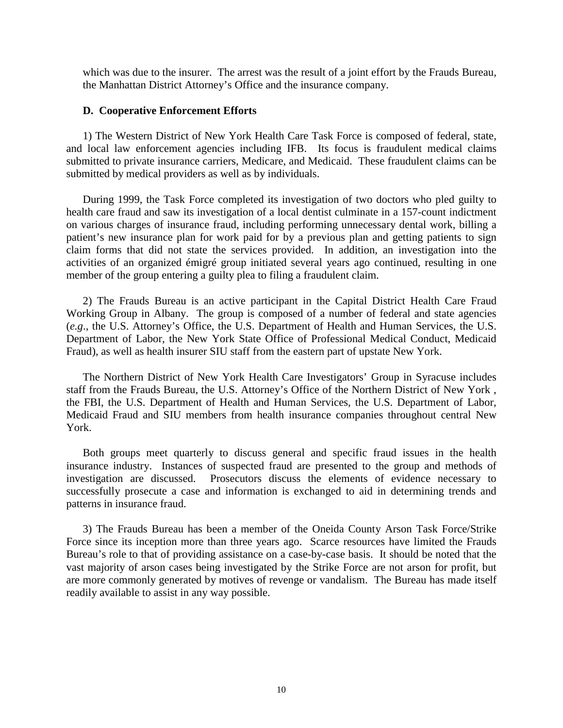which was due to the insurer. The arrest was the result of a joint effort by the Frauds Bureau, the Manhattan District Attorney's Office and the insurance company.

**D. Cooperative Enforcement Efforts**

1) The Western District of New York Health Care Task Force is composed of federal, state, and local law enforcement agencies including IFB. Its focus is fraudulent medical claims submitted to private insurance carriers, Medicare, and Medicaid. These fraudulent claims can be submitted by medical providers as well as by individuals.

During 1999, the Task Force completed its investigation of two doctors who pled guilty to health care fraud and saw its investigation of a local dentist culminate in a 157-count indictment on various charges of insurance fraud, including performing unnecessary dental work, billing a patient's new insurance plan for work paid for by a previous plan and getting patients to sign claim forms that did not state the services provided. In addition, an investigation into the activities of an organized émigré group initiated several years ago continued, resulting in one member of the group entering a guilty plea to filing a fraudulent claim.

2) The Frauds Bureau is an active participant in the Capital District Health Care Fraud Working Group in Albany. The group is composed of a number of federal and state agencies (*e.g*., the U.S. Attorney's Office, the U.S. Department of Health and Human Services, the U.S. Department of Labor, the New York State Office of Professional Medical Conduct, Medicaid Fraud), as well as health insurer SIU staff from the eastern part of upstate New York.

The Northern District of New York Health Care Investigators' Group in Syracuse includes staff from the Frauds Bureau, the U.S. Attorney's Office of the Northern District of New York , the FBI, the U.S. Department of Health and Human Services, the U.S. Department of Labor, Medicaid Fraud and SIU members from health insurance companies throughout central New York.

Both groups meet quarterly to discuss general and specific fraud issues in the health insurance industry. Instances of suspected fraud are presented to the group and methods of investigation are discussed. Prosecutors discuss the elements of evidence necessary to successfully prosecute a case and information is exchanged to aid in determining trends and patterns in insurance fraud.

3) The Frauds Bureau has been a member of the Oneida County Arson Task Force/Strike Force since its inception more than three years ago. Scarce resources have limited the Frauds Bureau's role to that of providing assistance on a case-by-case basis. It should be noted that the vast majority of arson cases being investigated by the Strike Force are not arson for profit, but are more commonly generated by motives of revenge or vandalism. The Bureau has made itself readily available to assist in any way possible.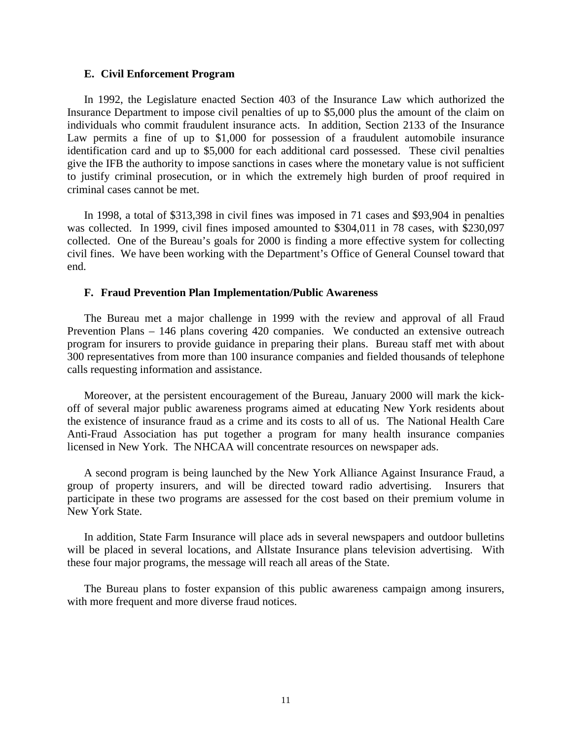### E. Civil Enforcement Program

In 1992, the Legislature enacted Section 403 of the Insurance Law which authorized the Insurance Department to impose civil penalties of up to $5,000 plus the amount of the claim on individuals who commit fraudulent insurance acts. In addition, Section 2133 of the Insurance Law permits a fine of up to $1,000 for possession of a fraudulent automobile insurance identification card and up to $5,000 for each additional card possessed. These civil penalties give the IFB the authority to impose sanctions in cases where the monetary value is not sufficient to justify criminal prosecution, or in which the extremely high burden of proof required in criminal cases cannot be met.

In 1998, a total of $313,398 in civil fines was imposed in 71 cases and $93,904 in penalties was collected. In 1999, civil fines imposed amounted to $304,011 in 78 cases, with $230,097 collected. One of the Bureau's goals for 2000 is finding a more effective system for collecting civil fines. We have been working with the Department's Office of General Counsel toward that end.

### F. Fraud Prevention Plan Implementation/Public Awareness

The Bureau met a major challenge in 1999 with the review and approval of all Fraud Prevention Plans – 146 plans covering 420 companies. We conducted an extensive outreach program for insurers to provide guidance in preparing their plans. Bureau staff met with about 300 representatives from more than 100 insurance companies and fielded thousands of telephone calls requesting information and assistance.

Moreover, at the persistent encouragement of the Bureau, January 2000 will mark the kick-off of several major public awareness programs aimed at educating New York residents about the existence of insurance fraud as a crime and its costs to all of us. The National Health Care Anti-Fraud Association has put together a program for many health insurance companies licensed in New York. The NHCAA will concentrate resources on newspaper ads.

A second program is being launched by the New York Alliance Against Insurance Fraud, a group of property insurers, and will be directed toward radio advertising. Insurers that participate in these two programs are assessed for the cost based on their premium volume in New York State.

In addition, State Farm Insurance will place ads in several newspapers and outdoor bulletins will be placed in several locations, and Allstate Insurance plans television advertising. With these four major programs, the message will reach all areas of the State.

The Bureau plans to foster expansion of this public awareness campaign among insurers, with more frequent and more diverse fraud notices.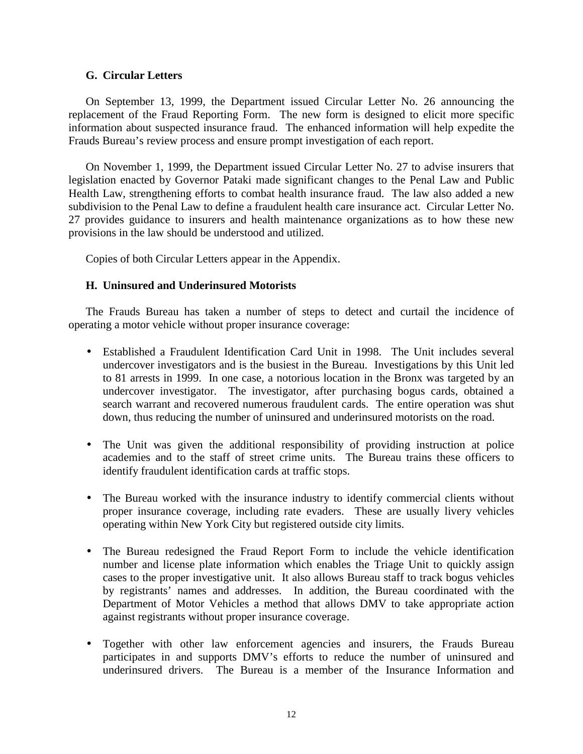### G. Circular Letters

On September 13, 1999, the Department issued Circular Letter No. 26 announcing the replacement of the Fraud Reporting Form. The new form is designed to elicit more specific information about suspected insurance fraud. The enhanced information will help expedite the Frauds Bureau's review process and ensure prompt investigation of each report.

On November 1, 1999, the Department issued Circular Letter No. 27 to advise insurers that legislation enacted by Governor Pataki made significant changes to the Penal Law and Public Health Law, strengthening efforts to combat health insurance fraud. The law also added a new subdivision to the Penal Law to define a fraudulent health care insurance act. Circular Letter No. 27 provides guidance to insurers and health maintenance organizations as to how these new provisions in the law should be understood and utilized.

Copies of both Circular Letters appear in the Appendix.

### H. Uninsured and Underinsured Motorists

The Frauds Bureau has taken a number of steps to detect and curtail the incidence of operating a motor vehicle without proper insurance coverage:

- Established a Fraudulent Identification Card Unit in 1998. The Unit includes several undercover investigators and is the busiest in the Bureau. Investigations by this Unit led to 81 arrests in 1999. In one case, a notorious location in the Bronx was targeted by an undercover investigator. The investigator, after purchasing bogus cards, obtained a search warrant and recovered numerous fraudulent cards. The entire operation was shut down, thus reducing the number of uninsured and underinsured motorists on the road.

- The Unit was given the additional responsibility of providing instruction at police academies and to the staff of street crime units. The Bureau trains these officers to identify fraudulent identification cards at traffic stops.

- The Bureau worked with the insurance industry to identify commercial clients without proper insurance coverage, including rate evaders. These are usually livery vehicles operating within New York City but registered outside city limits.

- The Bureau redesigned the Fraud Report Form to include the vehicle identification number and license plate information which enables the Triage Unit to quickly assign cases to the proper investigative unit. It also allows Bureau staff to track bogus vehicles by registrants' names and addresses. In addition, the Bureau coordinated with the Department of Motor Vehicles a method that allows DMV to take appropriate action against registrants without proper insurance coverage.

- Together with other law enforcement agencies and insurers, the Frauds Bureau participates in and supports DMV's efforts to reduce the number of uninsured and underinsured drivers. The Bureau is a member of the Insurance Information and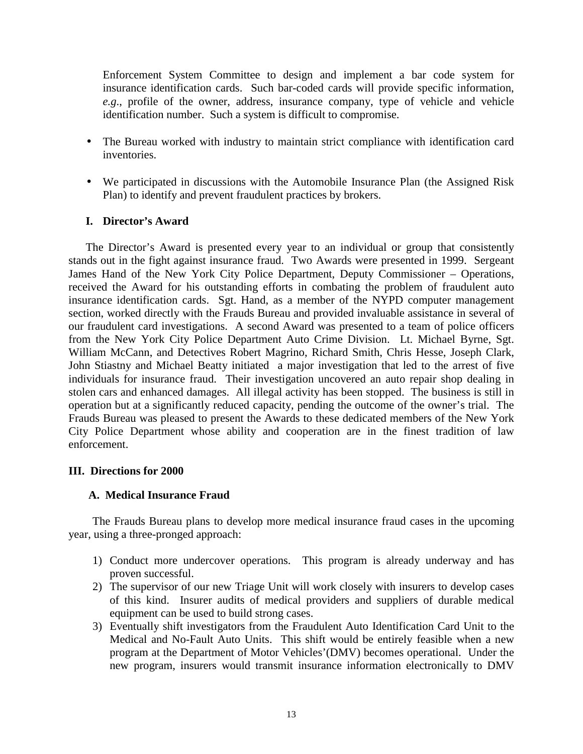Enforcement System Committee to design and implement a bar code system for insurance identification cards. Such bar-coded cards will provide specific information, *e.g*., profile of the owner, address, insurance company, type of vehicle and vehicle identification number. Such a system is difficult to compromise.

- The Bureau worked with industry to maintain strict compliance with identification card inventories.
- We participated in discussions with the Automobile Insurance Plan (the Assigned Risk Plan) to identify and prevent fraudulent practices by brokers.

### I. Director's Award

The Director's Award is presented every year to an individual or group that consistently stands out in the fight against insurance fraud. Two Awards were presented in 1999. Sergeant James Hand of the New York City Police Department, Deputy Commissioner – Operations, received the Award for his outstanding efforts in combating the problem of fraudulent auto insurance identification cards. Sgt. Hand, as a member of the NYPD computer management section, worked directly with the Frauds Bureau and provided invaluable assistance in several of our fraudulent card investigations. A second Award was presented to a team of police officers from the New York City Police Department Auto Crime Division. Lt. Michael Byrne, Sgt. William McCann, and Detectives Robert Magrino, Richard Smith, Chris Hesse, Joseph Clark, John Stiastny and Michael Beatty initiated a major investigation that led to the arrest of five individuals for insurance fraud. Their investigation uncovered an auto repair shop dealing in stolen cars and enhanced damages. All illegal activity has been stopped. The business is still in operation but at a significantly reduced capacity, pending the outcome of the owner's trial. The Frauds Bureau was pleased to present the Awards to these dedicated members of the New York City Police Department whose ability and cooperation are in the finest tradition of law enforcement.

## III. Directions for 2000

### A. Medical Insurance Fraud

The Frauds Bureau plans to develop more medical insurance fraud cases in the upcoming year, using a three-pronged approach:

1) Conduct more undercover operations. This program is already underway and has proven successful.
2) The supervisor of our new Triage Unit will work closely with insurers to develop cases of this kind. Insurer audits of medical providers and suppliers of durable medical equipment can be used to build strong cases.
3) Eventually shift investigators from the Fraudulent Auto Identification Card Unit to the Medical and No-Fault Auto Units. This shift would be entirely feasible when a new program at the Department of Motor Vehicles'(DMV) becomes operational. Under the new program, insurers would transmit insurance information electronically to DMV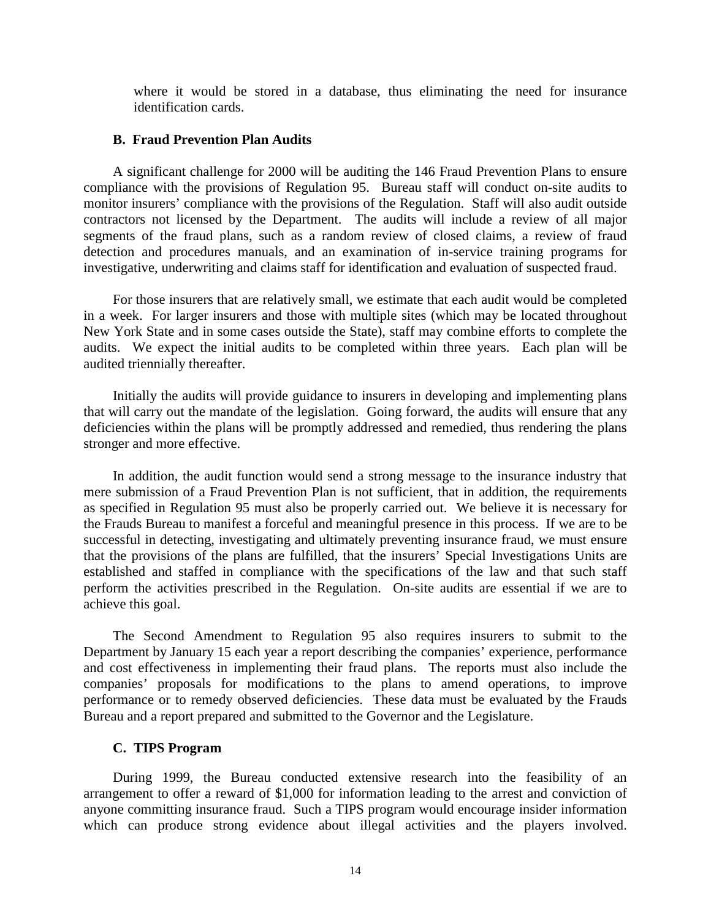where it would be stored in a database, thus eliminating the need for insurance identification cards.

### B. Fraud Prevention Plan Audits

A significant challenge for 2000 will be auditing the 146 Fraud Prevention Plans to ensure compliance with the provisions of Regulation 95. Bureau staff will conduct on-site audits to monitor insurers' compliance with the provisions of the Regulation. Staff will also audit outside contractors not licensed by the Department. The audits will include a review of all major segments of the fraud plans, such as a random review of closed claims, a review of fraud detection and procedures manuals, and an examination of in-service training programs for investigative, underwriting and claims staff for identification and evaluation of suspected fraud.

For those insurers that are relatively small, we estimate that each audit would be completed in a week. For larger insurers and those with multiple sites (which may be located throughout New York State and in some cases outside the State), staff may combine efforts to complete the audits. We expect the initial audits to be completed within three years. Each plan will be audited triennially thereafter.

Initially the audits will provide guidance to insurers in developing and implementing plans that will carry out the mandate of the legislation. Going forward, the audits will ensure that any deficiencies within the plans will be promptly addressed and remedied, thus rendering the plans stronger and more effective.

In addition, the audit function would send a strong message to the insurance industry that mere submission of a Fraud Prevention Plan is not sufficient, that in addition, the requirements as specified in Regulation 95 must also be properly carried out. We believe it is necessary for the Frauds Bureau to manifest a forceful and meaningful presence in this process. If we are to be successful in detecting, investigating and ultimately preventing insurance fraud, we must ensure that the provisions of the plans are fulfilled, that the insurers' Special Investigations Units are established and staffed in compliance with the specifications of the law and that such staff perform the activities prescribed in the Regulation. On-site audits are essential if we are to achieve this goal.

The Second Amendment to Regulation 95 also requires insurers to submit to the Department by January 15 each year a report describing the companies' experience, performance and cost effectiveness in implementing their fraud plans. The reports must also include the companies' proposals for modifications to the plans to amend operations, to improve performance or to remedy observed deficiencies. These data must be evaluated by the Frauds Bureau and a report prepared and submitted to the Governor and the Legislature.

### C. TIPS Program

During 1999, the Bureau conducted extensive research into the feasibility of an arrangement to offer a reward of $1,000 for information leading to the arrest and conviction of anyone committing insurance fraud. Such a TIPS program would encourage insider information which can produce strong evidence about illegal activities and the players involved.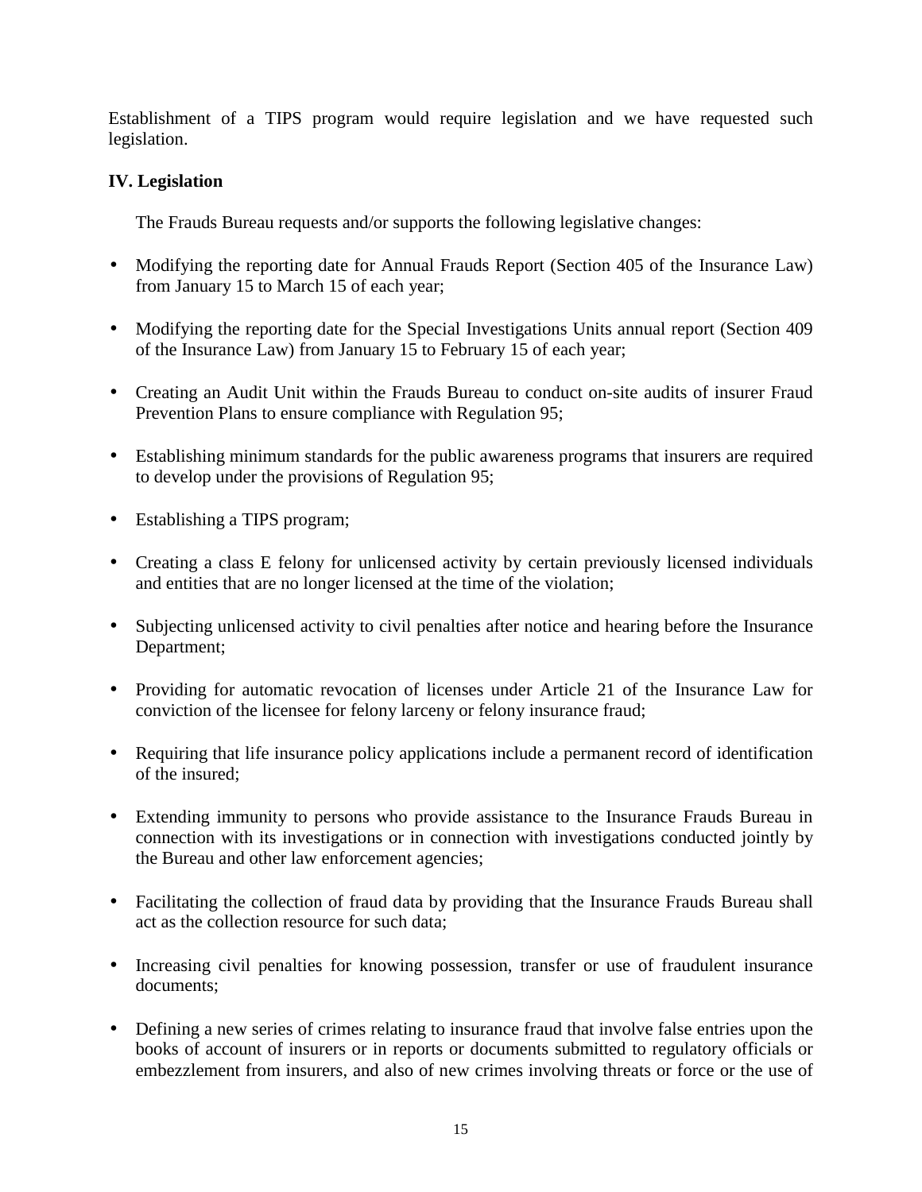Establishment of a TIPS program would require legislation and we have requested such legislation.

## IV. Legislation

The Frauds Bureau requests and/or supports the following legislative changes:

- Modifying the reporting date for Annual Frauds Report (Section 405 of the Insurance Law) from January 15 to March 15 of each year;
- Modifying the reporting date for the Special Investigations Units annual report (Section 409 of the Insurance Law) from January 15 to February 15 of each year;
- Creating an Audit Unit within the Frauds Bureau to conduct on-site audits of insurer Fraud Prevention Plans to ensure compliance with Regulation 95;
- Establishing minimum standards for the public awareness programs that insurers are required to develop under the provisions of Regulation 95;
- Establishing a TIPS program;
- Creating a class E felony for unlicensed activity by certain previously licensed individuals and entities that are no longer licensed at the time of the violation;
- Subjecting unlicensed activity to civil penalties after notice and hearing before the Insurance Department;
- Providing for automatic revocation of licenses under Article 21 of the Insurance Law for conviction of the licensee for felony larceny or felony insurance fraud;
- Requiring that life insurance policy applications include a permanent record of identification of the insured;
- Extending immunity to persons who provide assistance to the Insurance Frauds Bureau in connection with its investigations or in connection with investigations conducted jointly by the Bureau and other law enforcement agencies;
- Facilitating the collection of fraud data by providing that the Insurance Frauds Bureau shall act as the collection resource for such data;
- Increasing civil penalties for knowing possession, transfer or use of fraudulent insurance documents;
- Defining a new series of crimes relating to insurance fraud that involve false entries upon the books of account of insurers or in reports or documents submitted to regulatory officials or embezzlement from insurers, and also of new crimes involving threats or force or the use of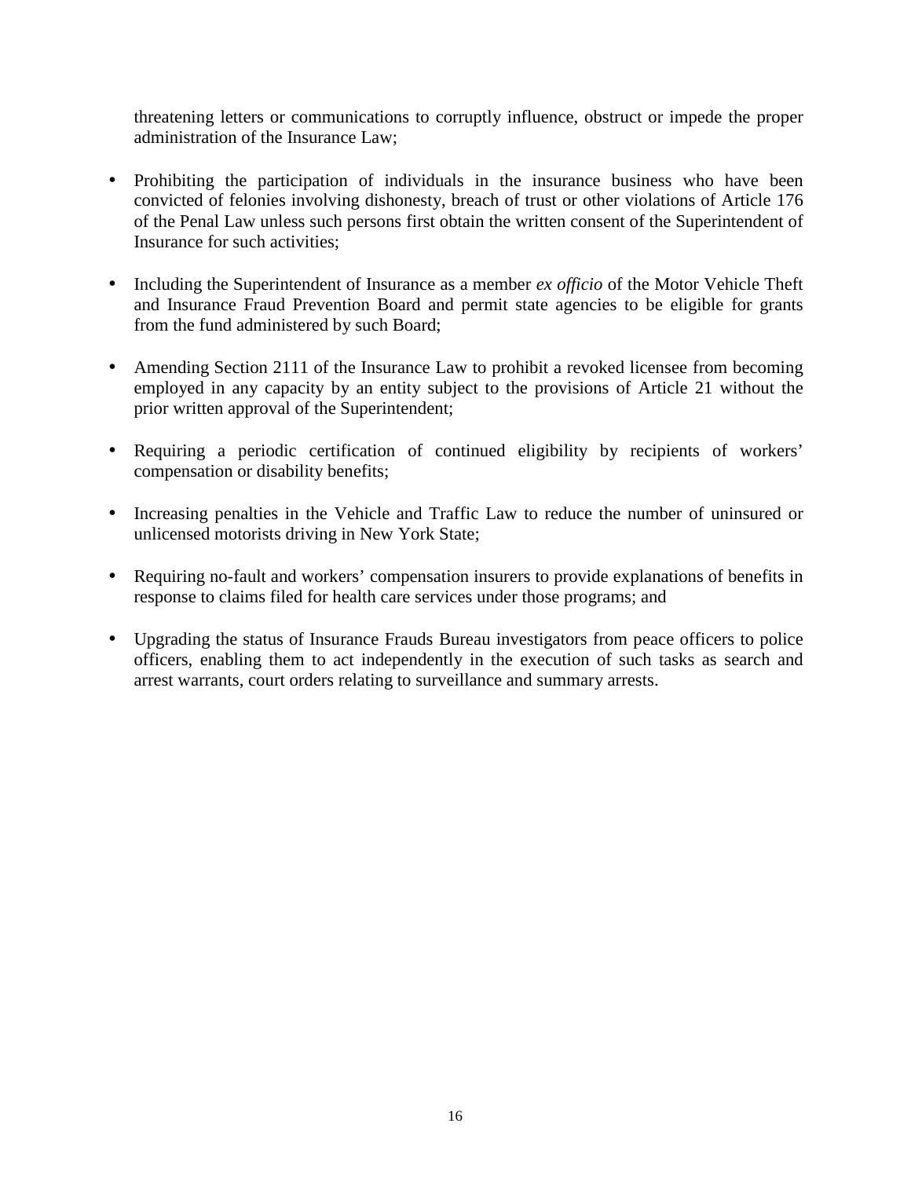threatening letters or communications to corruptly influence, obstruct or impede the proper administration of the Insurance Law;

- Prohibiting the participation of individuals in the insurance business who have been convicted of felonies involving dishonesty, breach of trust or other violations of Article 176 of the Penal Law unless such persons first obtain the written consent of the Superintendent of Insurance for such activities;

- Including the Superintendent of Insurance as a member *ex officio* of the Motor Vehicle Theft and Insurance Fraud Prevention Board and permit state agencies to be eligible for grants from the fund administered by such Board;

- Amending Section 2111 of the Insurance Law to prohibit a revoked licensee from becoming employed in any capacity by an entity subject to the provisions of Article 21 without the prior written approval of the Superintendent;

- Requiring a periodic certification of continued eligibility by recipients of workers' compensation or disability benefits;

- Increasing penalties in the Vehicle and Traffic Law to reduce the number of uninsured or unlicensed motorists driving in New York State;

- Requiring no-fault and workers' compensation insurers to provide explanations of benefits in response to claims filed for health care services under those programs; and

- Upgrading the status of Insurance Frauds Bureau investigators from peace officers to police officers, enabling them to act independently in the execution of such tasks as search and arrest warrants, court orders relating to surveillance and summary arrests.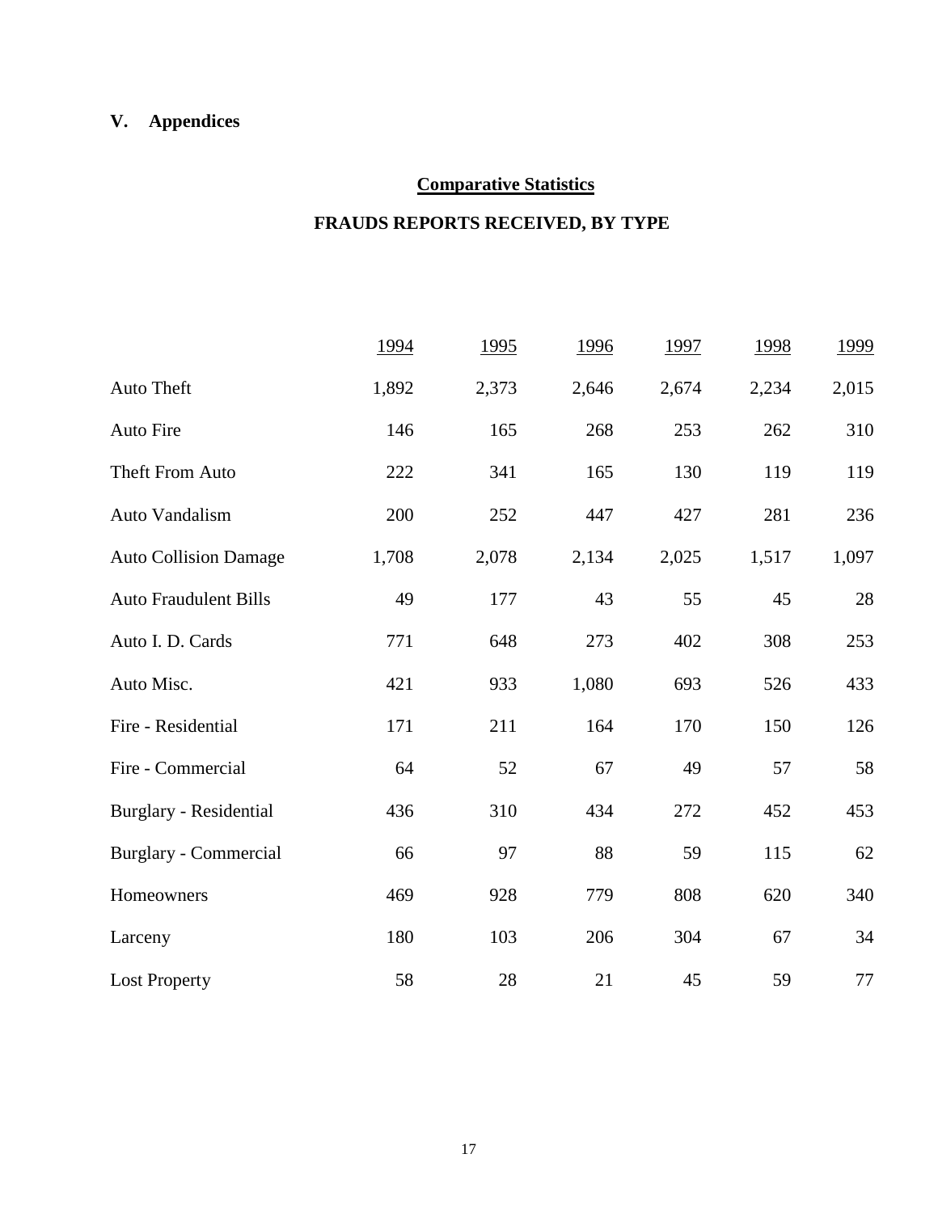# V. Appendices

## Comparative Statistics

## FRAUDS REPORTS RECEIVED, BY TYPE

| | 1994 | 1995 | 1996 | 1997 | 1998 | 1999 |
|---|---|---|---|---|---|---|
| Auto Theft | 1,892 | 2,373 | 2,646 | 2,674 | 2,234 | 2,015 |
| Auto Fire | 146 | 165 | 268 | 253 | 262 | 310 |
| Theft From Auto | 222 | 341 | 165 | 130 | 119 | 119 |
| Auto Vandalism | 200 | 252 | 447 | 427 | 281 | 236 |
| Auto Collision Damage | 1,708 | 2,078 | 2,134 | 2,025 | 1,517 | 1,097 |
| Auto Fraudulent Bills | 49 | 177 | 43 | 55 | 45 | 28 |
| Auto I. D. Cards | 771 | 648 | 273 | 402 | 308 | 253 |
| Auto Misc. | 421 | 933 | 1,080 | 693 | 526 | 433 |
| Fire - Residential | 171 | 211 | 164 | 170 | 150 | 126 |
| Fire - Commercial | 64 | 52 | 67 | 49 | 57 | 58 |
| Burglary - Residential | 436 | 310 | 434 | 272 | 452 | 453 |
| Burglary - Commercial | 66 | 97 | 88 | 59 | 115 | 62 |
| Homeowners | 469 | 928 | 779 | 808 | 620 | 340 |
| Larceny | 180 | 103 | 206 | 304 | 67 | 34 |
| Lost Property | 58 | 28 | 21 | 45 | 59 | 77 |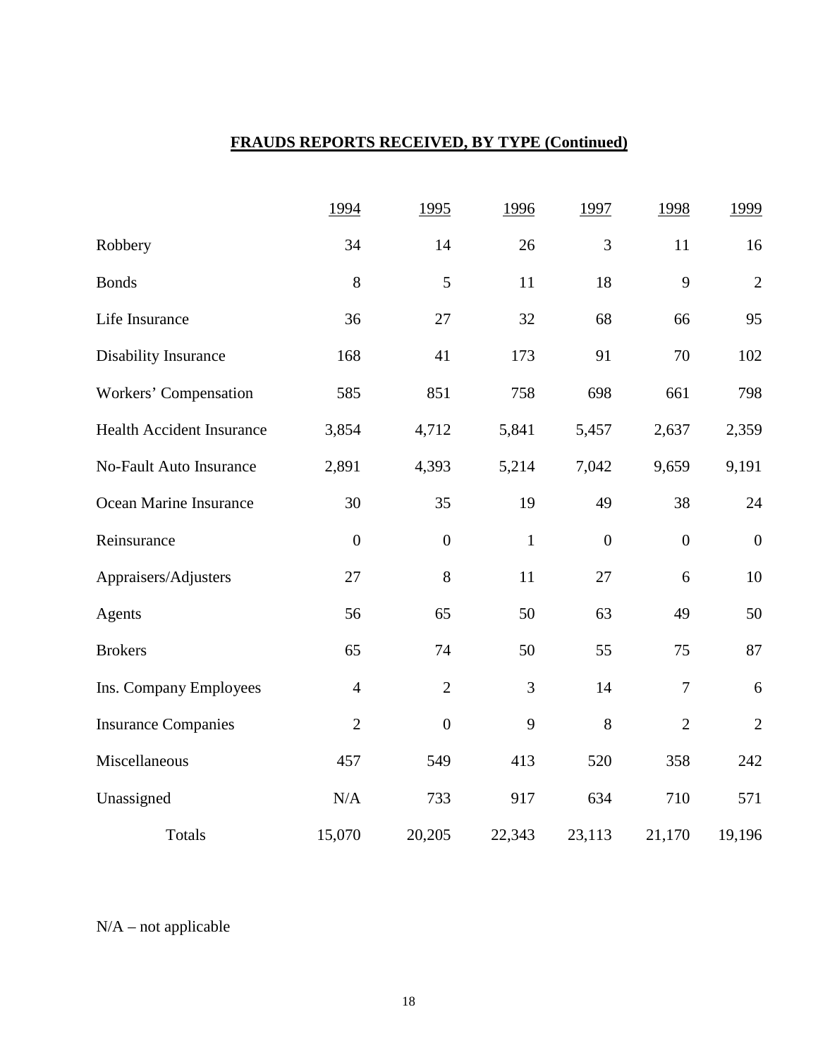**FRAUDS REPORTS RECEIVED, BY TYPE (Continued)**

| | 1994 | 1995 | 1996 | 1997 | 1998 | 1999 |
|---|---|---|---|---|---|---|
| Robbery | 34 | 14 | 26 | 3 | 11 | 16 |
| Bonds | 8 | 5 | 11 | 18 | 9 | 2 |
| Life Insurance | 36 | 27 | 32 | 68 | 66 | 95 |
| Disability Insurance | 168 | 41 | 173 | 91 | 70 | 102 |
| Workers' Compensation | 585 | 851 | 758 | 698 | 661 | 798 |
| Health Accident Insurance | 3,854 | 4,712 | 5,841 | 5,457 | 2,637 | 2,359 |
| No-Fault Auto Insurance | 2,891 | 4,393 | 5,214 | 7,042 | 9,659 | 9,191 |
| Ocean Marine Insurance | 30 | 35 | 19 | 49 | 38 | 24 |
| Reinsurance | 0 | 0 | 1 | 0 | 0 | 0 |
| Appraisers/Adjusters | 27 | 8 | 11 | 27 | 6 | 10 |
| Agents | 56 | 65 | 50 | 63 | 49 | 50 |
| Brokers | 65 | 74 | 50 | 55 | 75 | 87 |
| Ins. Company Employees | 4 | 2 | 3 | 14 | 7 | 6 |
| Insurance Companies | 2 | 0 | 9 | 8 | 2 | 2 |
| Miscellaneous | 457 | 549 | 413 | 520 | 358 | 242 |
| Unassigned | N/A | 733 | 917 | 634 | 710 | 571 |
| Totals | 15,070 | 20,205 | 22,343 | 23,113 | 21,170 | 19,196 |

N/A – not applicable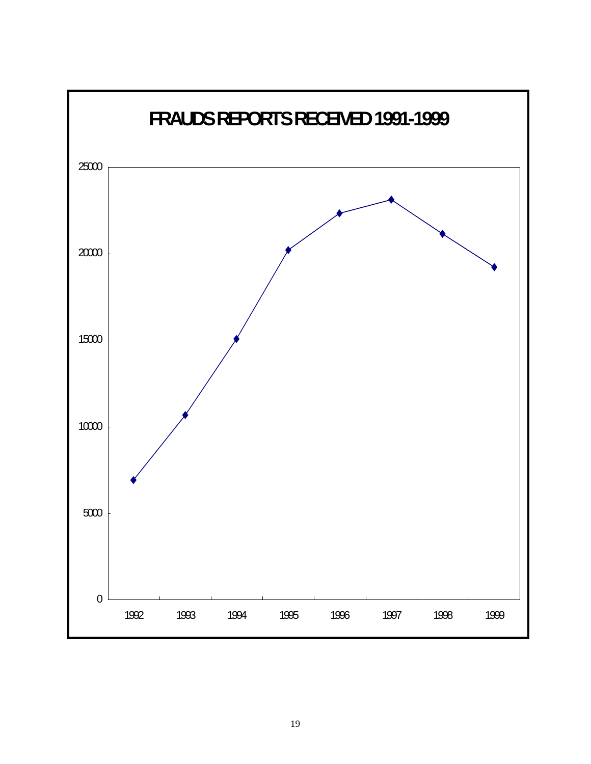## FRAUDS REPORTS RECEIVED 1991-1999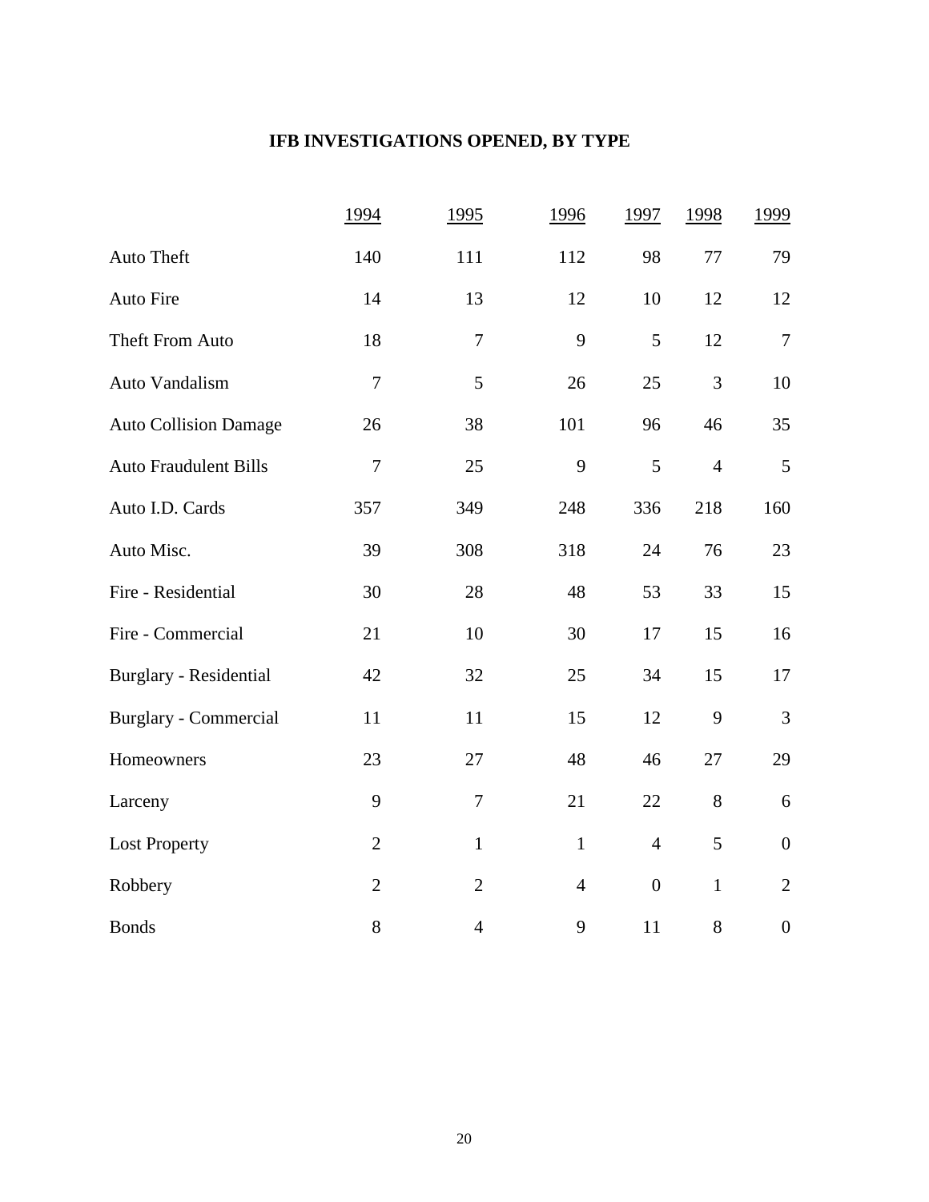## IFB INVESTIGATIONS OPENED, BY TYPE

| | 1994 | 1995 | 1996 | 1997 | 1998 | 1999 |
|---|---|---|---|---|---|---|
| Auto Theft | 140 | 111 | 112 | 98 | 77 | 79 |
| Auto Fire | 14 | 13 | 12 | 10 | 12 | 12 |
| Theft From Auto | 18 | 7 | 9 | 5 | 12 | 7 |
| Auto Vandalism | 7 | 5 | 26 | 25 | 3 | 10 |
| Auto Collision Damage | 26 | 38 | 101 | 96 | 46 | 35 |
| Auto Fraudulent Bills | 7 | 25 | 9 | 5 | 4 | 5 |
| Auto I.D. Cards | 357 | 349 | 248 | 336 | 218 | 160 |
| Auto Misc. | 39 | 308 | 318 | 24 | 76 | 23 |
| Fire - Residential | 30 | 28 | 48 | 53 | 33 | 15 |
| Fire - Commercial | 21 | 10 | 30 | 17 | 15 | 16 |
| Burglary - Residential | 42 | 32 | 25 | 34 | 15 | 17 |
| Burglary - Commercial | 11 | 11 | 15 | 12 | 9 | 3 |
| Homeowners | 23 | 27 | 48 | 46 | 27 | 29 |
| Larceny | 9 | 7 | 21 | 22 | 8 | 6 |
| Lost Property | 2 | 1 | 1 | 4 | 5 | 0 |
| Robbery | 2 | 2 | 4 | 0 | 1 | 2 |
| Bonds | 8 | 4 | 9 | 11 | 8 | 0 |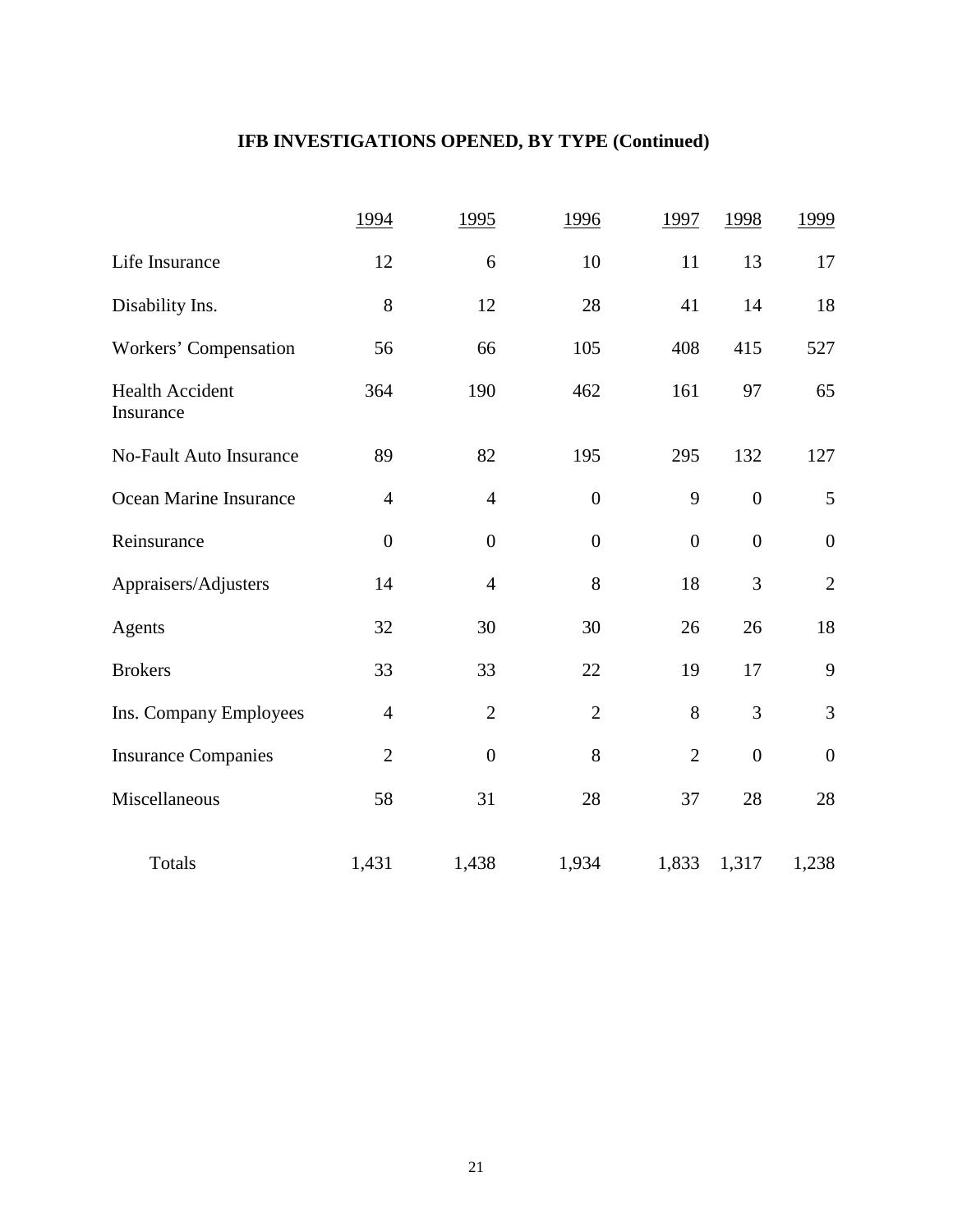## IFB INVESTIGATIONS OPENED, BY TYPE (Continued)

| | 1994 | 1995 | 1996 | 1997 | 1998 | 1999 |
|---|---|---|---|---|---|---|
| Life Insurance | 12 | 6 | 10 | 11 | 13 | 17 |
| Disability Ins. | 8 | 12 | 28 | 41 | 14 | 18 |
| Workers' Compensation | 56 | 66 | 105 | 408 | 415 | 527 |
| Health Accident Insurance | 364 | 190 | 462 | 161 | 97 | 65 |
| No-Fault Auto Insurance | 89 | 82 | 195 | 295 | 132 | 127 |
| Ocean Marine Insurance | 4 | 4 | 0 | 9 | 0 | 5 |
| Reinsurance | 0 | 0 | 0 | 0 | 0 | 0 |
| Appraisers/Adjusters | 14 | 4 | 8 | 18 | 3 | 2 |
| Agents | 32 | 30 | 30 | 26 | 26 | 18 |
| Brokers | 33 | 33 | 22 | 19 | 17 | 9 |
| Ins. Company Employees | 4 | 2 | 2 | 8 | 3 | 3 |
| Insurance Companies | 2 | 0 | 8 | 2 | 0 | 0 |
| Miscellaneous | 58 | 31 | 28 | 37 | 28 | 28 |
| Totals | 1,431 | 1,438 | 1,934 | 1,833 | 1,317 | 1,238 |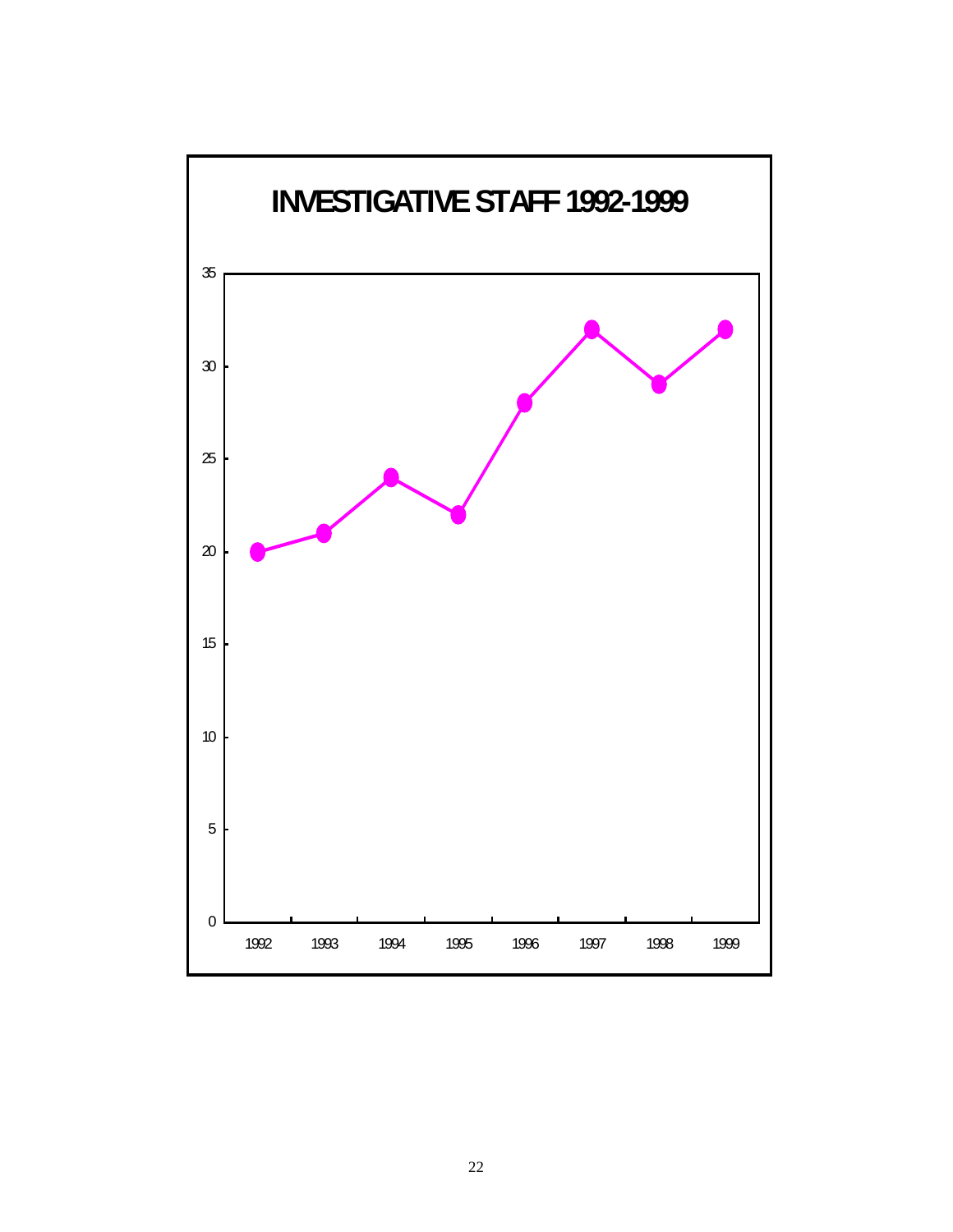## INVESTIGATIVE STAFF 1992-1999

| Year | Investigative Staff |
|---|---|
| 1992 | 20 |
| 1993 | 21 |
| 1994 | 24 |
| 1995 | 22 |
| 1996 | 28 |
| 1997 | 32 |
| 1998 | 29 |
| 1999 | 32 |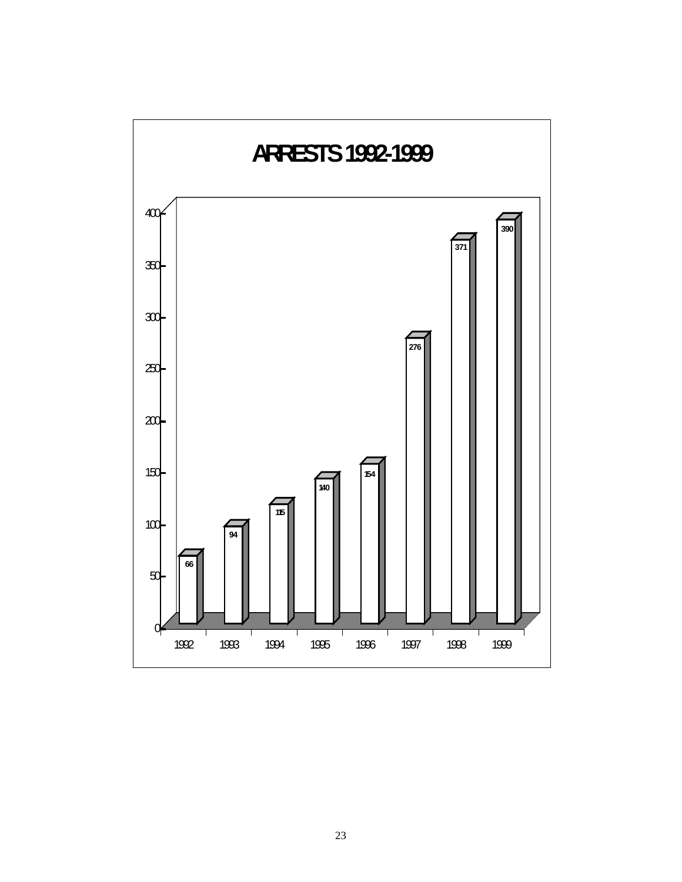# ARRESTS 1992-1999

| Year | Arrests |
|---|---|
| 1992 | 66 |
| 1993 | 94 |
| 1994 | 115 |
| 1995 | 140 |
| 1996 | 154 |
| 1997 | 276 |
| 1998 | 371 |
| 1999 | 390 |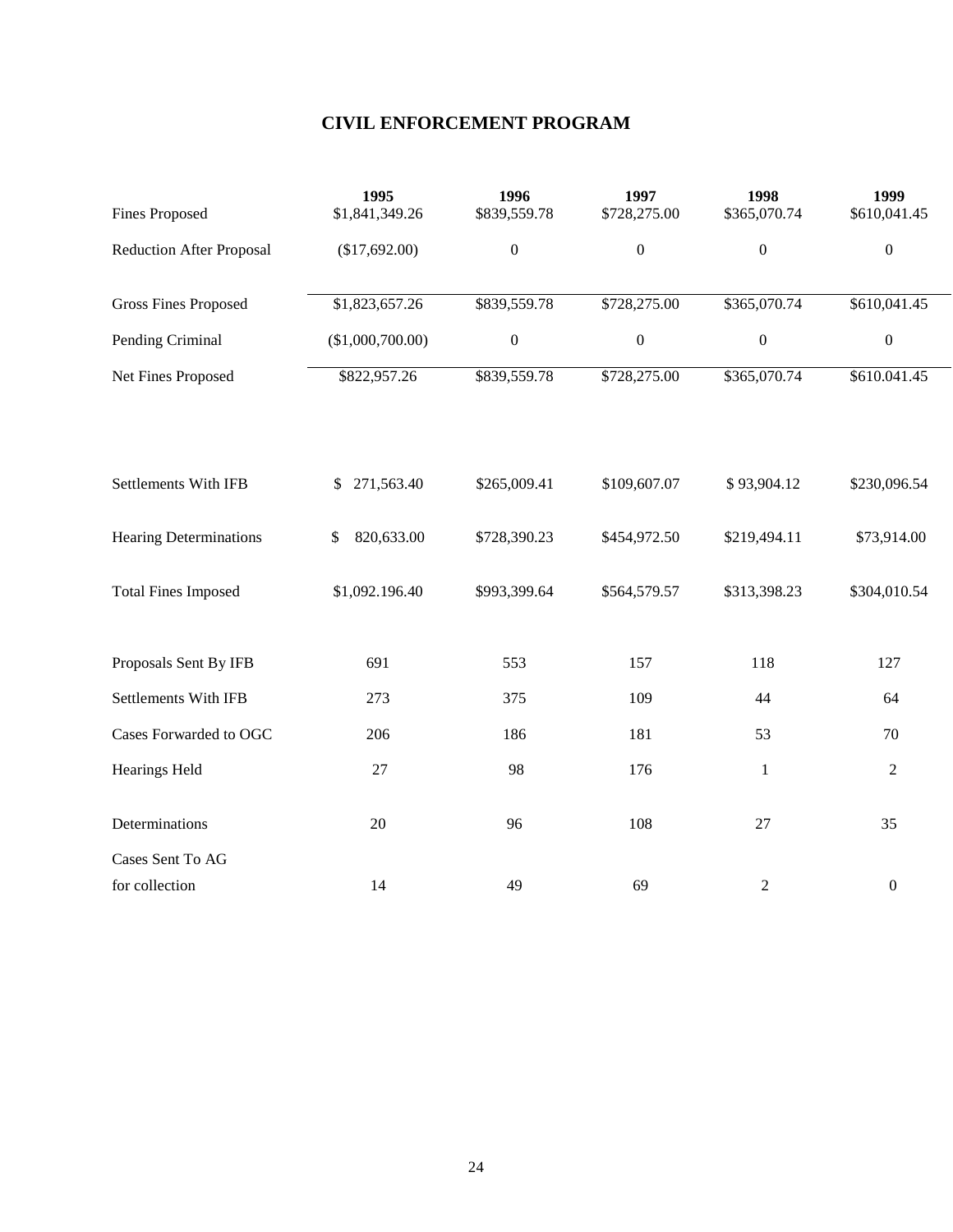# CIVIL ENFORCEMENT PROGRAM

| | 1995 | 1996 | 1997 | 1998 | 1999 |
|---|---|---|---|---|---|
| Fines Proposed | $1,841,349.26 | $839,559.78 | $728,275.00 | $365,070.74 | $610,041.45 |
| Reduction After Proposal | ($17,692.00) | 0 | 0 | 0 | 0 |
| Gross Fines Proposed | $1,823,657.26 | $839,559.78 | $728,275.00 | $365,070.74 | $610,041.45 |
| Pending Criminal | ($1,000,700.00) | 0 | 0 | 0 | 0 |
| Net Fines Proposed | $822,957.26 | $839,559.78 | $728,275.00 | $365,070.74 | $610.041.45 |
| Settlements With IFB | $ 271,563.40 | $265,009.41 | $109,607.07 | $ 93,904.12 | $230,096.54 |
| Hearing Determinations | $ 820,633.00 | $728,390.23 | $454,972.50 | $219,494.11 | $73,914.00 |
| Total Fines Imposed | $1,092.196.40 | $993,399.64 | $564,579.57 | $313,398.23 | $304,010.54 |
| Proposals Sent By IFB | 691 | 553 | 157 | 118 | 127 |
| Settlements With IFB | 273 | 375 | 109 | 44 | 64 |
| Cases Forwarded to OGC | 206 | 186 | 181 | 53 | 70 |
| Hearings Held | 27 | 98 | 176 | 1 | 2 |
| Determinations | 20 | 96 | 108 | 27 | 35 |
| Cases Sent To AG for collection | 14 | 49 | 69 | 2 | 0 |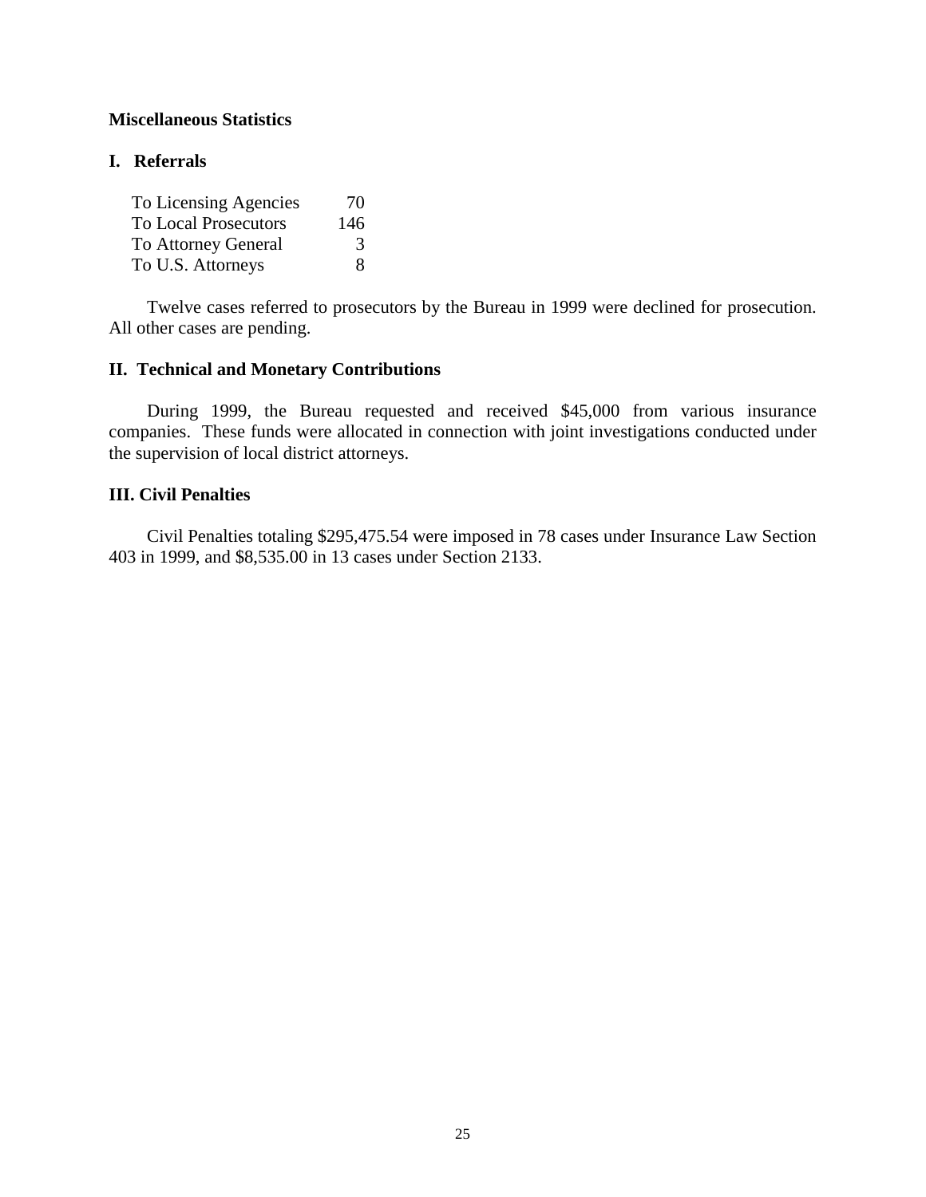**Miscellaneous Statistics**

**I. Referrals**

| | |
|---|---|
| To Licensing Agencies | 70 |
| To Local Prosecutors | 146 |
| To Attorney General | 3 |
| To U.S. Attorneys | 8 |

Twelve cases referred to prosecutors by the Bureau in 1999 were declined for prosecution. All other cases are pending.

**II. Technical and Monetary Contributions**

During 1999, the Bureau requested and received $45,000 from various insurance companies. These funds were allocated in connection with joint investigations conducted under the supervision of local district attorneys.

**III. Civil Penalties**

Civil Penalties totaling $295,475.54 were imposed in 78 cases under Insurance Law Section 403 in 1999, and $8,535.00 in 13 cases under Section 2133.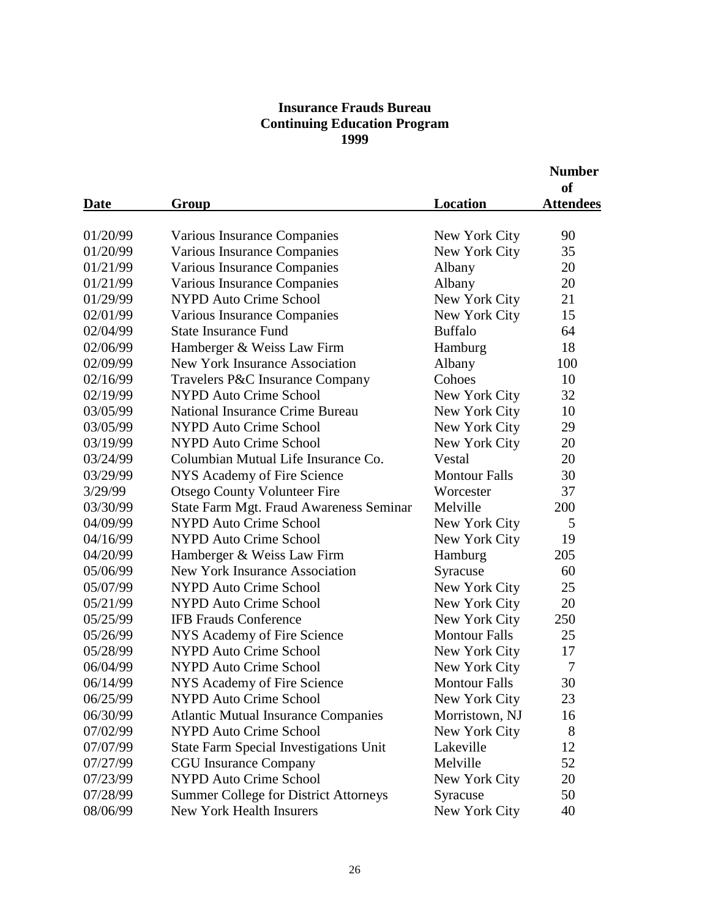**Insurance Frauds Bureau**
**Continuing Education Program**
**1999**

| Date | Group | Location | Number of Attendees |
|---|---|---|---|
| 01/20/99 | Various Insurance Companies | New York City | 90 |
| 01/20/99 | Various Insurance Companies | New York City | 35 |
| 01/21/99 | Various Insurance Companies | Albany | 20 |
| 01/21/99 | Various Insurance Companies | Albany | 20 |
| 01/29/99 | NYPD Auto Crime School | New York City | 21 |
| 02/01/99 | Various Insurance Companies | New York City | 15 |
| 02/04/99 | State Insurance Fund | Buffalo | 64 |
| 02/06/99 | Hamberger & Weiss Law Firm | Hamburg | 18 |
| 02/09/99 | New York Insurance Association | Albany | 100 |
| 02/16/99 | Travelers P&C Insurance Company | Cohoes | 10 |
| 02/19/99 | NYPD Auto Crime School | New York City | 32 |
| 03/05/99 | National Insurance Crime Bureau | New York City | 10 |
| 03/05/99 | NYPD Auto Crime School | New York City | 29 |
| 03/19/99 | NYPD Auto Crime School | New York City | 20 |
| 03/24/99 | Columbian Mutual Life Insurance Co. | Vestal | 20 |
| 03/29/99 | NYS Academy of Fire Science | Montour Falls | 30 |
| 3/29/99 | Otsego County Volunteer Fire | Worcester | 37 |
| 03/30/99 | State Farm Mgt. Fraud Awareness Seminar | Melville | 200 |
| 04/09/99 | NYPD Auto Crime School | New York City | 5 |
| 04/16/99 | NYPD Auto Crime School | New York City | 19 |
| 04/20/99 | Hamberger & Weiss Law Firm | Hamburg | 205 |
| 05/06/99 | New York Insurance Association | Syracuse | 60 |
| 05/07/99 | NYPD Auto Crime School | New York City | 25 |
| 05/21/99 | NYPD Auto Crime School | New York City | 20 |
| 05/25/99 | IFB Frauds Conference | New York City | 250 |
| 05/26/99 | NYS Academy of Fire Science | Montour Falls | 25 |
| 05/28/99 | NYPD Auto Crime School | New York City | 17 |
| 06/04/99 | NYPD Auto Crime School | New York City | 7 |
| 06/14/99 | NYS Academy of Fire Science | Montour Falls | 30 |
| 06/25/99 | NYPD Auto Crime School | New York City | 23 |
| 06/30/99 | Atlantic Mutual Insurance Companies | Morristown, NJ | 16 |
| 07/02/99 | NYPD Auto Crime School | New York City | 8 |
| 07/07/99 | State Farm Special Investigations Unit | Lakeville | 12 |
| 07/27/99 | CGU Insurance Company | Melville | 52 |
| 07/23/99 | NYPD Auto Crime School | New York City | 20 |
| 07/28/99 | Summer College for District Attorneys | Syracuse | 50 |
| 08/06/99 | New York Health Insurers | New York City | 40 |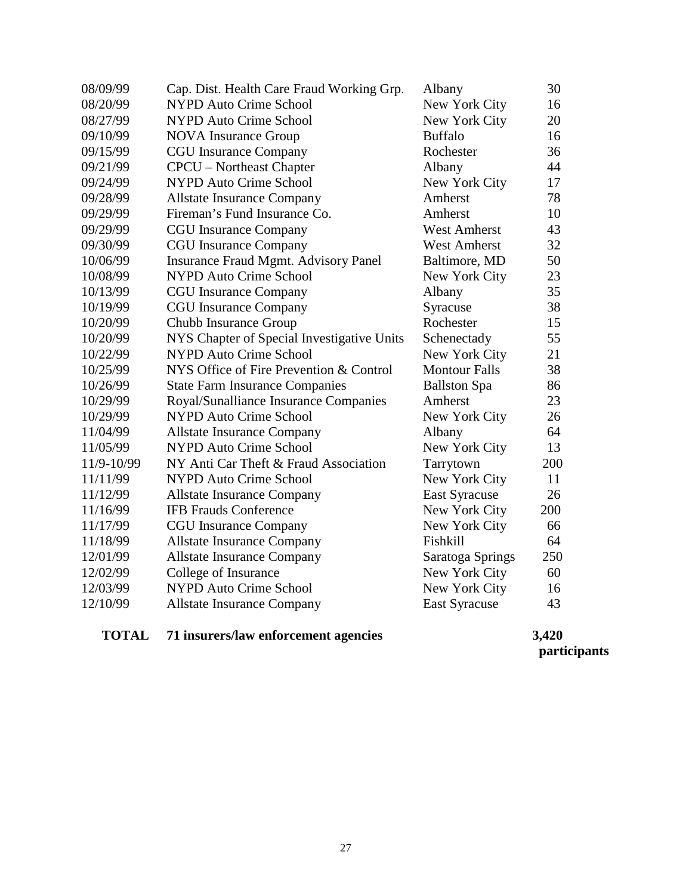| | | | |
|---|---|---|---|
| 08/09/99 | Cap. Dist. Health Care Fraud Working Grp. | Albany | 30 |
| 08/20/99 | NYPD Auto Crime School | New York City | 16 |
| 08/27/99 | NYPD Auto Crime School | New York City | 20 |
| 09/10/99 | NOVA Insurance Group | Buffalo | 16 |
| 09/15/99 | CGU Insurance Company | Rochester | 36 |
| 09/21/99 | CPCU – Northeast Chapter | Albany | 44 |
| 09/24/99 | NYPD Auto Crime School | New York City | 17 |
| 09/28/99 | Allstate Insurance Company | Amherst | 78 |
| 09/29/99 | Fireman's Fund Insurance Co. | Amherst | 10 |
| 09/29/99 | CGU Insurance Company | West Amherst | 43 |
| 09/30/99 | CGU Insurance Company | West Amherst | 32 |
| 10/06/99 | Insurance Fraud Mgmt. Advisory Panel | Baltimore, MD | 50 |
| 10/08/99 | NYPD Auto Crime School | New York City | 23 |
| 10/13/99 | CGU Insurance Company | Albany | 35 |
| 10/19/99 | CGU Insurance Company | Syracuse | 38 |
| 10/20/99 | Chubb Insurance Group | Rochester | 15 |
| 10/20/99 | NYS Chapter of Special Investigative Units | Schenectady | 55 |
| 10/22/99 | NYPD Auto Crime School | New York City | 21 |
| 10/25/99 | NYS Office of Fire Prevention & Control | Montour Falls | 38 |
| 10/26/99 | State Farm Insurance Companies | Ballston Spa | 86 |
| 10/29/99 | Royal/Sunalliance Insurance Companies | Amherst | 23 |
| 10/29/99 | NYPD Auto Crime School | New York City | 26 |
| 11/04/99 | Allstate Insurance Company | Albany | 64 |
| 11/05/99 | NYPD Auto Crime School | New York City | 13 |
| 11/9-10/99 | NY Anti Car Theft & Fraud Association | Tarrytown | 200 |
| 11/11/99 | NYPD Auto Crime School | New York City | 11 |
| 11/12/99 | Allstate Insurance Company | East Syracuse | 26 |
| 11/16/99 | IFB Frauds Conference | New York City | 200 |
| 11/17/99 | CGU Insurance Company | New York City | 66 |
| 11/18/99 | Allstate Insurance Company | Fishkill | 64 |
| 12/01/99 | Allstate Insurance Company | Saratoga Springs | 250 |
| 12/02/99 | College of Insurance | New York City | 60 |
| 12/03/99 | NYPD Auto Crime School | New York City | 16 |
| 12/10/99 | Allstate Insurance Company | East Syracuse | 43 |
| **TOTAL** | **71 insurers/law enforcement agencies** | | **3,420 participants** |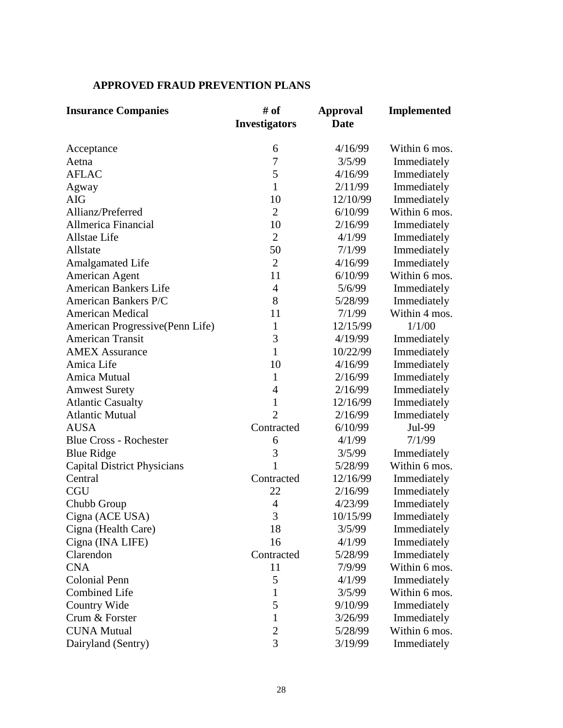**APPROVED FRAUD PREVENTION PLANS**

| Insurance Companies | # of Investigators | Approval Date | Implemented |
|---|---|---|---|
| Acceptance | 6 | 4/16/99 | Within 6 mos. |
| Aetna | 7 | 3/5/99 | Immediately |
| AFLAC | 5 | 4/16/99 | Immediately |
| Agway | 1 | 2/11/99 | Immediately |
| AIG | 10 | 12/10/99 | Immediately |
| Allianz/Preferred | 2 | 6/10/99 | Within 6 mos. |
| Allmerica Financial | 10 | 2/16/99 | Immediately |
| Allstae Life | 2 | 4/1/99 | Immediately |
| Allstate | 50 | 7/1/99 | Immediately |
| Amalgamated Life | 2 | 4/16/99 | Immediately |
| American Agent | 11 | 6/10/99 | Within 6 mos. |
| American Bankers Life | 4 | 5/6/99 | Immediately |
| American Bankers P/C | 8 | 5/28/99 | Immediately |
| American Medical | 11 | 7/1/99 | Within 4 mos. |
| American Progressive(Penn Life) | 1 | 12/15/99 | 1/1/00 |
| American Transit | 3 | 4/19/99 | Immediately |
| AMEX Assurance | 1 | 10/22/99 | Immediately |
| Amica Life | 10 | 4/16/99 | Immediately |
| Amica Mutual | 1 | 2/16/99 | Immediately |
| Amwest Surety | 4 | 2/16/99 | Immediately |
| Atlantic Casualty | 1 | 12/16/99 | Immediately |
| Atlantic Mutual | 2 | 2/16/99 | Immediately |
| AUSA | Contracted | 6/10/99 | Jul-99 |
| Blue Cross - Rochester | 6 | 4/1/99 | 7/1/99 |
| Blue Ridge | 3 | 3/5/99 | Immediately |
| Capital District Physicians | 1 | 5/28/99 | Within 6 mos. |
| Central | Contracted | 12/16/99 | Immediately |
| CGU | 22 | 2/16/99 | Immediately |
| Chubb Group | 4 | 4/23/99 | Immediately |
| Cigna (ACE USA) | 3 | 10/15/99 | Immediately |
| Cigna (Health Care) | 18 | 3/5/99 | Immediately |
| Cigna (INA LIFE) | 16 | 4/1/99 | Immediately |
| Clarendon | Contracted | 5/28/99 | Immediately |
| CNA | 11 | 7/9/99 | Within 6 mos. |
| Colonial Penn | 5 | 4/1/99 | Immediately |
| Combined Life | 1 | 3/5/99 | Within 6 mos. |
| Country Wide | 5 | 9/10/99 | Immediately |
| Crum & Forster | 1 | 3/26/99 | Immediately |
| CUNA Mutual | 2 | 5/28/99 | Within 6 mos. |
| Dairyland (Sentry) | 3 | 3/19/99 | Immediately |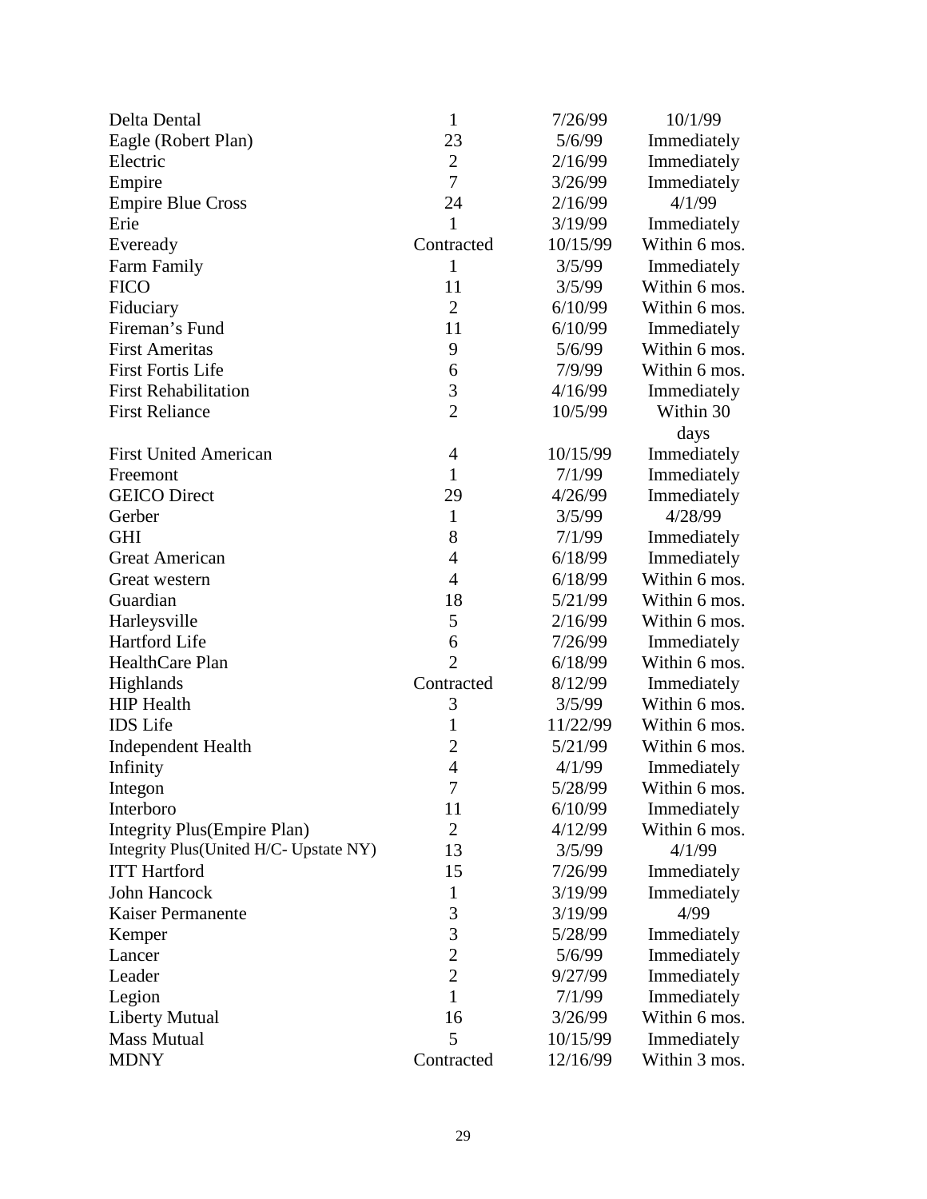| | | | |
|---|---|---|---|
| Delta Dental | 1 | 7/26/99 | 10/1/99 |
| Eagle (Robert Plan) | 23 | 5/6/99 | Immediately |
| Electric | 2 | 2/16/99 | Immediately |
| Empire | 7 | 3/26/99 | Immediately |
| Empire Blue Cross | 24 | 2/16/99 | 4/1/99 |
| Erie | 1 | 3/19/99 | Immediately |
| Eveready | Contracted | 10/15/99 | Within 6 mos. |
| Farm Family | 1 | 3/5/99 | Immediately |
| FICO | 11 | 3/5/99 | Within 6 mos. |
| Fiduciary | 2 | 6/10/99 | Within 6 mos. |
| Fireman's Fund | 11 | 6/10/99 | Immediately |
| First Ameritas | 9 | 5/6/99 | Within 6 mos. |
| First Fortis Life | 6 | 7/9/99 | Within 6 mos. |
| First Rehabilitation | 3 | 4/16/99 | Immediately |
| First Reliance | 2 | 10/5/99 | Within 30 days |
| First United American | 4 | 10/15/99 | Immediately |
| Freemont | 1 | 7/1/99 | Immediately |
| GEICO Direct | 29 | 4/26/99 | Immediately |
| Gerber | 1 | 3/5/99 | 4/28/99 |
| GHI | 8 | 7/1/99 | Immediately |
| Great American | 4 | 6/18/99 | Immediately |
| Great western | 4 | 6/18/99 | Within 6 mos. |
| Guardian | 18 | 5/21/99 | Within 6 mos. |
| Harleysville | 5 | 2/16/99 | Within 6 mos. |
| Hartford Life | 6 | 7/26/99 | Immediately |
| HealthCare Plan | 2 | 6/18/99 | Within 6 mos. |
| Highlands | Contracted | 8/12/99 | Immediately |
| HIP Health | 3 | 3/5/99 | Within 6 mos. |
| IDS Life | 1 | 11/22/99 | Within 6 mos. |
| Independent Health | 2 | 5/21/99 | Within 6 mos. |
| Infinity | 4 | 4/1/99 | Immediately |
| Integon | 7 | 5/28/99 | Within 6 mos. |
| Interboro | 11 | 6/10/99 | Immediately |
| Integrity Plus(Empire Plan) | 2 | 4/12/99 | Within 6 mos. |
| Integrity Plus(United H/C- Upstate NY) | 13 | 3/5/99 | 4/1/99 |
| ITT Hartford | 15 | 7/26/99 | Immediately |
| John Hancock | 1 | 3/19/99 | Immediately |
| Kaiser Permanente | 3 | 3/19/99 | 4/99 |
| Kemper | 3 | 5/28/99 | Immediately |
| Lancer | 2 | 5/6/99 | Immediately |
| Leader | 2 | 9/27/99 | Immediately |
| Legion | 1 | 7/1/99 | Immediately |
| Liberty Mutual | 16 | 3/26/99 | Within 6 mos. |
| Mass Mutual | 5 | 10/15/99 | Immediately |
| MDNY | Contracted | 12/16/99 | Within 3 mos. |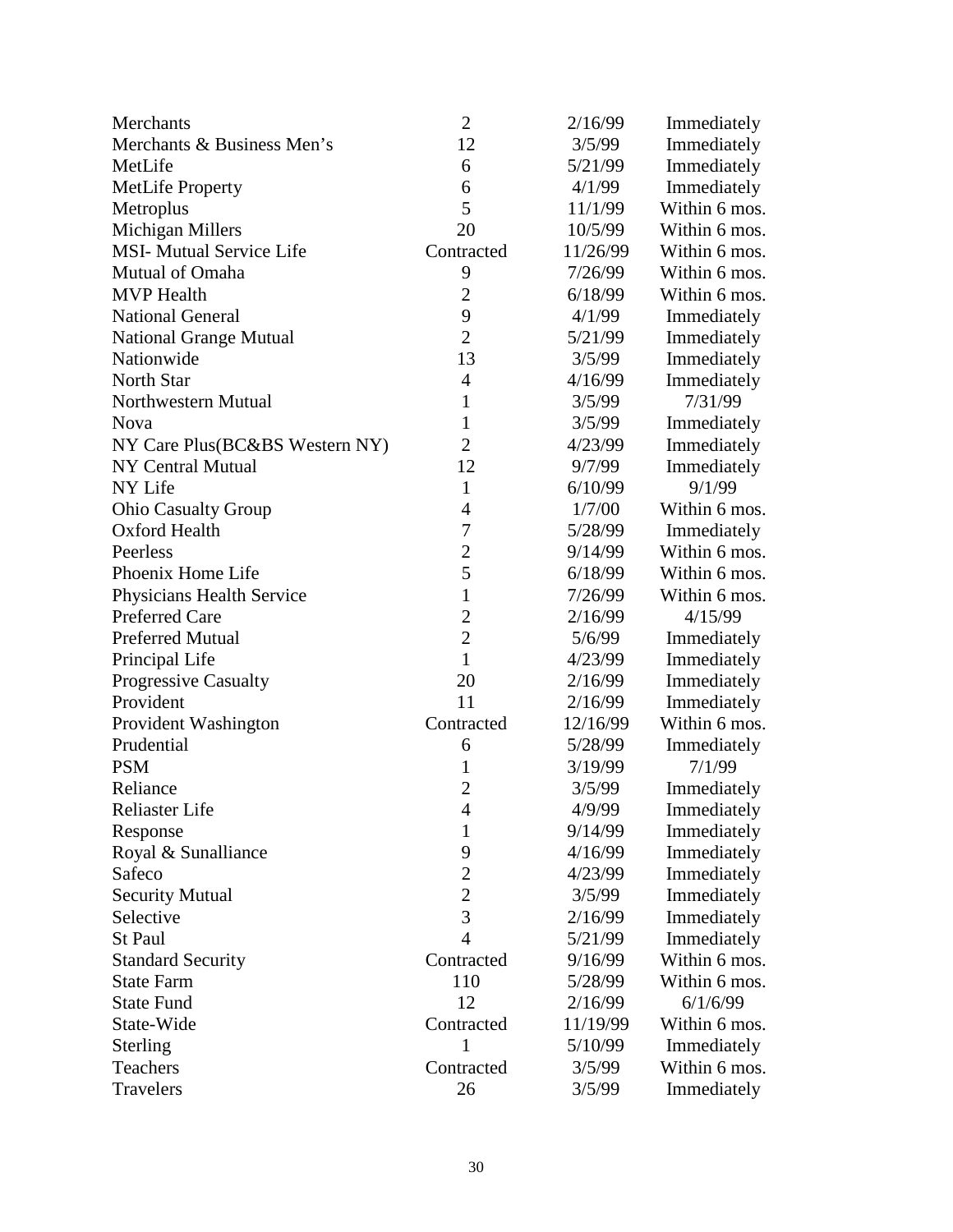| | | | |
|---|---|---|---|
| Merchants | 2 | 2/16/99 | Immediately |
| Merchants & Business Men's | 12 | 3/5/99 | Immediately |
| MetLife | 6 | 5/21/99 | Immediately |
| MetLife Property | 6 | 4/1/99 | Immediately |
| Metroplus | 5 | 11/1/99 | Within 6 mos. |
| Michigan Millers | 20 | 10/5/99 | Within 6 mos. |
| MSI- Mutual Service Life | Contracted | 11/26/99 | Within 6 mos. |
| Mutual of Omaha | 9 | 7/26/99 | Within 6 mos. |
| MVP Health | 2 | 6/18/99 | Within 6 mos. |
| National General | 9 | 4/1/99 | Immediately |
| National Grange Mutual | 2 | 5/21/99 | Immediately |
| Nationwide | 13 | 3/5/99 | Immediately |
| North Star | 4 | 4/16/99 | Immediately |
| Northwestern Mutual | 1 | 3/5/99 | 7/31/99 |
| Nova | 1 | 3/5/99 | Immediately |
| NY Care Plus(BC&BS Western NY) | 2 | 4/23/99 | Immediately |
| NY Central Mutual | 12 | 9/7/99 | Immediately |
| NY Life | 1 | 6/10/99 | 9/1/99 |
| Ohio Casualty Group | 4 | 1/7/00 | Within 6 mos. |
| Oxford Health | 7 | 5/28/99 | Immediately |
| Peerless | 2 | 9/14/99 | Within 6 mos. |
| Phoenix Home Life | 5 | 6/18/99 | Within 6 mos. |
| Physicians Health Service | 1 | 7/26/99 | Within 6 mos. |
| Preferred Care | 2 | 2/16/99 | 4/15/99 |
| Preferred Mutual | 2 | 5/6/99 | Immediately |
| Principal Life | 1 | 4/23/99 | Immediately |
| Progressive Casualty | 20 | 2/16/99 | Immediately |
| Provident | 11 | 2/16/99 | Immediately |
| Provident Washington | Contracted | 12/16/99 | Within 6 mos. |
| Prudential | 6 | 5/28/99 | Immediately |
| PSM | 1 | 3/19/99 | 7/1/99 |
| Reliance | 2 | 3/5/99 | Immediately |
| Reliaster Life | 4 | 4/9/99 | Immediately |
| Response | 1 | 9/14/99 | Immediately |
| Royal & Sunalliance | 9 | 4/16/99 | Immediately |
| Safeco | 2 | 4/23/99 | Immediately |
| Security Mutual | 2 | 3/5/99 | Immediately |
| Selective | 3 | 2/16/99 | Immediately |
| St Paul | 4 | 5/21/99 | Immediately |
| Standard Security | Contracted | 9/16/99 | Within 6 mos. |
| State Farm | 110 | 5/28/99 | Within 6 mos. |
| State Fund | 12 | 2/16/99 | 6/1/6/99 |
| State-Wide | Contracted | 11/19/99 | Within 6 mos. |
| Sterling | 1 | 5/10/99 | Immediately |
| Teachers | Contracted | 3/5/99 | Within 6 mos. |
| Travelers | 26 | 3/5/99 | Immediately |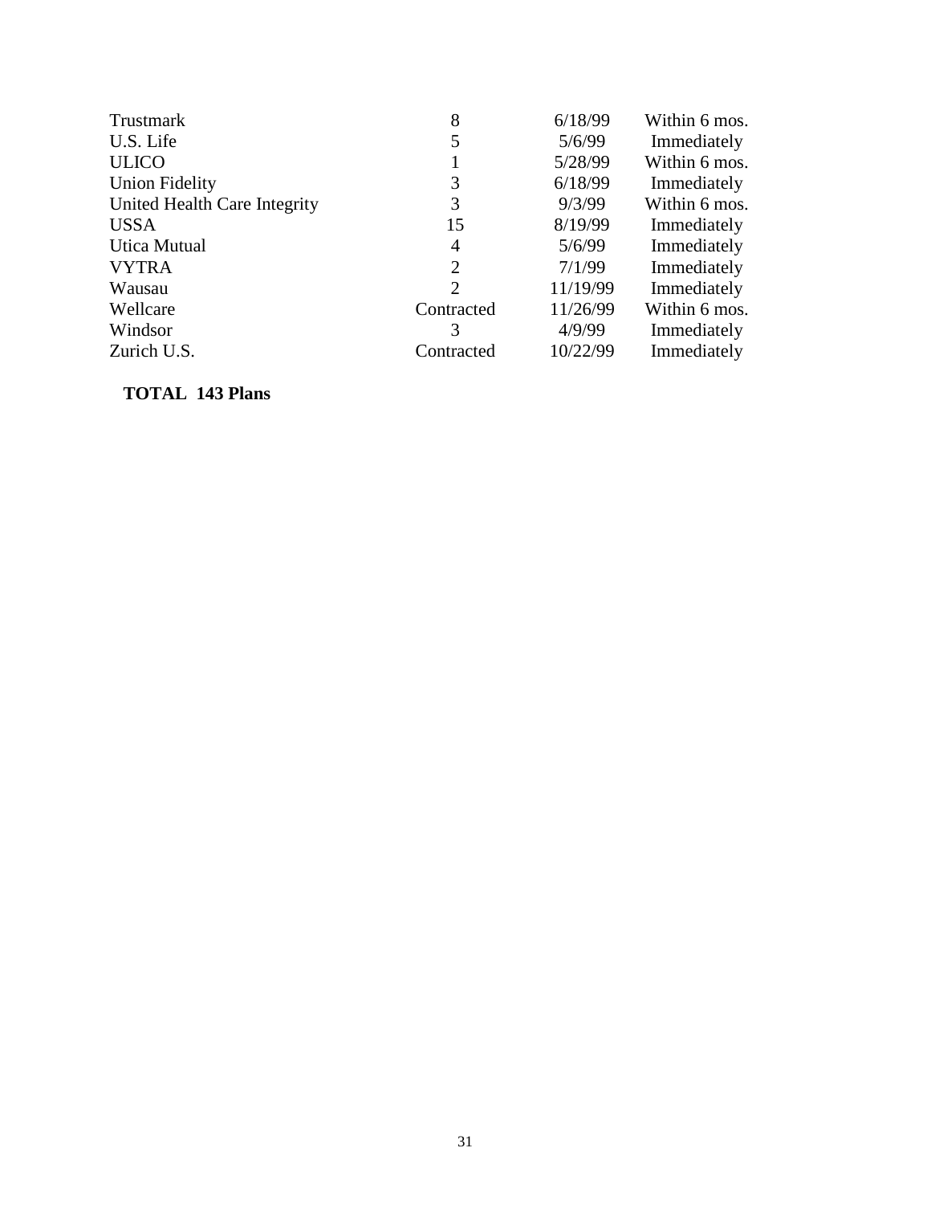| | | | |
|---|---|---|---|
| Trustmark | 8 | 6/18/99 | Within 6 mos. |
| U.S. Life | 5 | 5/6/99 | Immediately |
| ULICO | 1 | 5/28/99 | Within 6 mos. |
| Union Fidelity | 3 | 6/18/99 | Immediately |
| United Health Care Integrity | 3 | 9/3/99 | Within 6 mos. |
| USSA | 15 | 8/19/99 | Immediately |
| Utica Mutual | 4 | 5/6/99 | Immediately |
| VYTRA | 2 | 7/1/99 | Immediately |
| Wausau | 2 | 11/19/99 | Immediately |
| Wellcare | Contracted | 11/26/99 | Within 6 mos. |
| Windsor | 3 | 4/9/99 | Immediately |
| Zurich U.S. | Contracted | 10/22/99 | Immediately |

**TOTAL 143 Plans**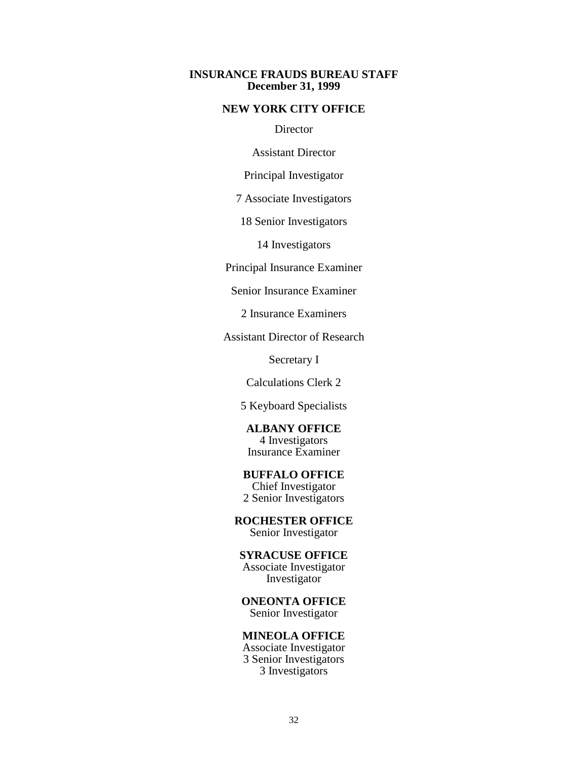## INSURANCE FRAUDS BUREAU STAFF
## December 31, 1999

### NEW YORK CITY OFFICE

Director

Assistant Director

Principal Investigator

7 Associate Investigators

18 Senior Investigators

14 Investigators

Principal Insurance Examiner

Senior Insurance Examiner

2 Insurance Examiners

Assistant Director of Research

Secretary I

Calculations Clerk 2

5 Keyboard Specialists

### ALBANY OFFICE

4 Investigators  
Insurance Examiner

### BUFFALO OFFICE

Chief Investigator  
2 Senior Investigators

### ROCHESTER OFFICE

Senior Investigator

### SYRACUSE OFFICE

Associate Investigator  
Investigator

### ONEONTA OFFICE

Senior Investigator

### MINEOLA OFFICE

Associate Investigator  
3 Senior Investigators  
3 Investigators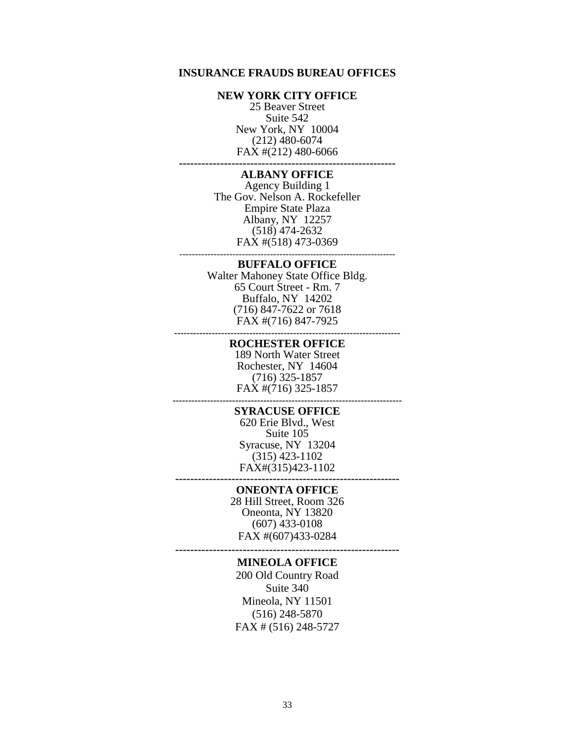# INSURANCE FRAUDS BUREAU OFFICES

### NEW YORK CITY OFFICE

25 Beaver Street
Suite 542
New York, NY 10004
(212) 480-6074
FAX #(212) 480-6066

---

### ALBANY OFFICE

Agency Building 1
The Gov. Nelson A. Rockefeller
Empire State Plaza
Albany, NY 12257
(518) 474-2632
FAX #(518) 473-0369

---

### BUFFALO OFFICE

Walter Mahoney State Office Bldg.
65 Court Street - Rm. 7
Buffalo, NY 14202
(716) 847-7622 or 7618
FAX #(716) 847-7925

---

### ROCHESTER OFFICE

189 North Water Street
Rochester, NY 14604
(716) 325-1857
FAX #(716) 325-1857

---

### SYRACUSE OFFICE

620 Erie Blvd., West
Suite 105
Syracuse, NY 13204
(315) 423-1102
FAX#(315)423-1102

---

### ONEONTA OFFICE

28 Hill Street, Room 326
Oneonta, NY 13820
(607) 433-0108
FAX #(607)433-0284

---

### MINEOLA OFFICE

200 Old Country Road
Suite 340
Mineola, NY 11501
(516) 248-5870
FAX # (516) 248-5727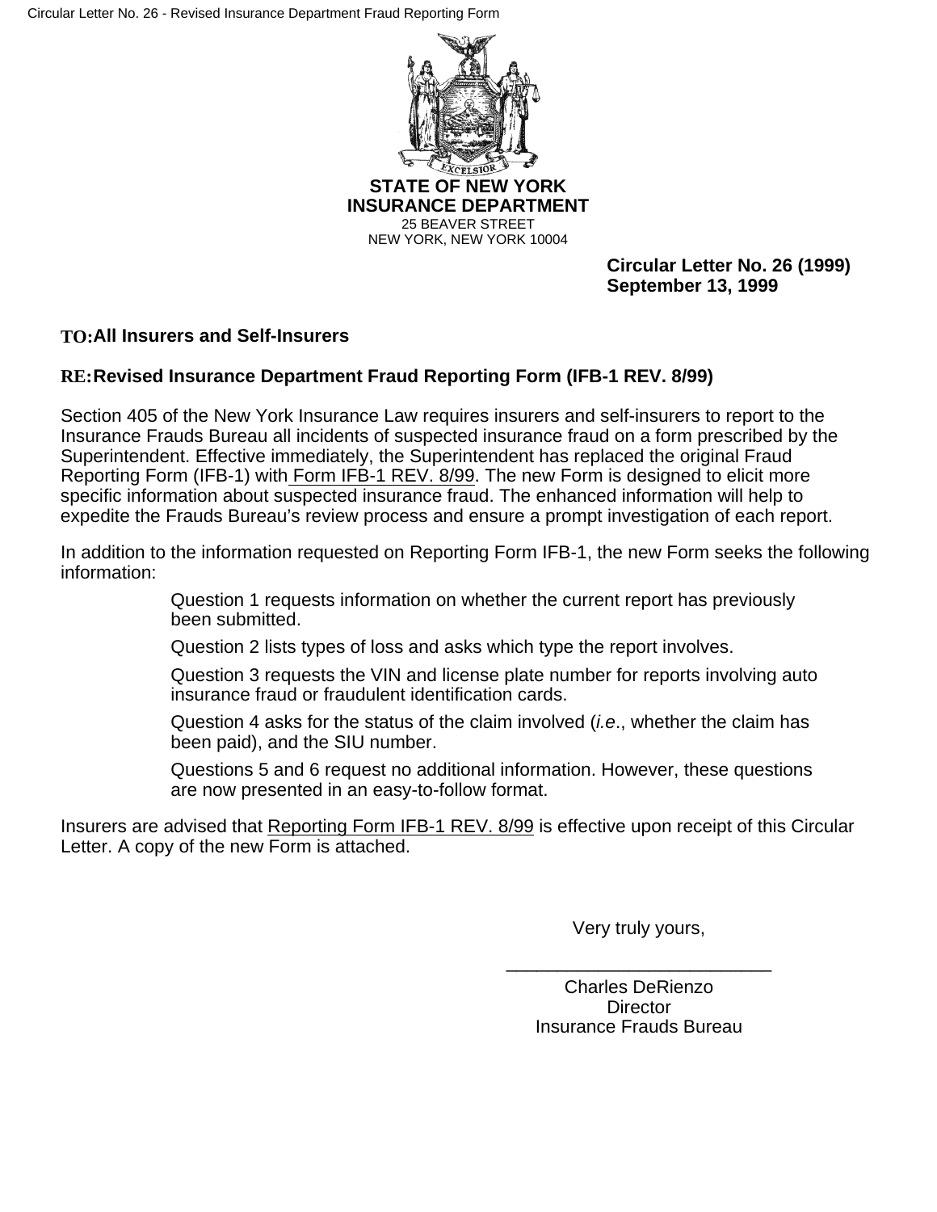**STATE OF NEW YORK**
**INSURANCE DEPARTMENT**
25 BEAVER STREET
NEW YORK, NEW YORK 10004

**Circular Letter No. 26 (1999)**
**September 13, 1999**

**TO: All Insurers and Self-Insurers**

**RE: Revised Insurance Department Fraud Reporting Form (IFB-1 REV. 8/99)**

Section 405 of the New York Insurance Law requires insurers and self-insurers to report to the Insurance Frauds Bureau all incidents of suspected insurance fraud on a form prescribed by the Superintendent. Effective immediately, the Superintendent has replaced the original Fraud Reporting Form (IFB-1) with Form IFB-1 REV. 8/99. The new Form is designed to elicit more specific information about suspected insurance fraud. The enhanced information will help to expedite the Frauds Bureau's review process and ensure a prompt investigation of each report.

In addition to the information requested on Reporting Form IFB-1, the new Form seeks the following information:

> Question 1 requests information on whether the current report has previously been submitted.
>
> Question 2 lists types of loss and asks which type the report involves.
>
> Question 3 requests the VIN and license plate number for reports involving auto insurance fraud or fraudulent identification cards.
>
> Question 4 asks for the status of the claim involved (*i.e.*, whether the claim has been paid), and the SIU number.
>
> Questions 5 and 6 request no additional information. However, these questions are now presented in an easy-to-follow format.

Insurers are advised that Reporting Form IFB-1 REV. 8/99 is effective upon receipt of this Circular Letter. A copy of the new Form is attached.

Very truly yours,

\_\_\_\_\_\_\_\_\_\_\_\_\_\_\_\_\_\_\_\_\_\_\_\_\_\_

Charles DeRienzo
Director
Insurance Frauds Bureau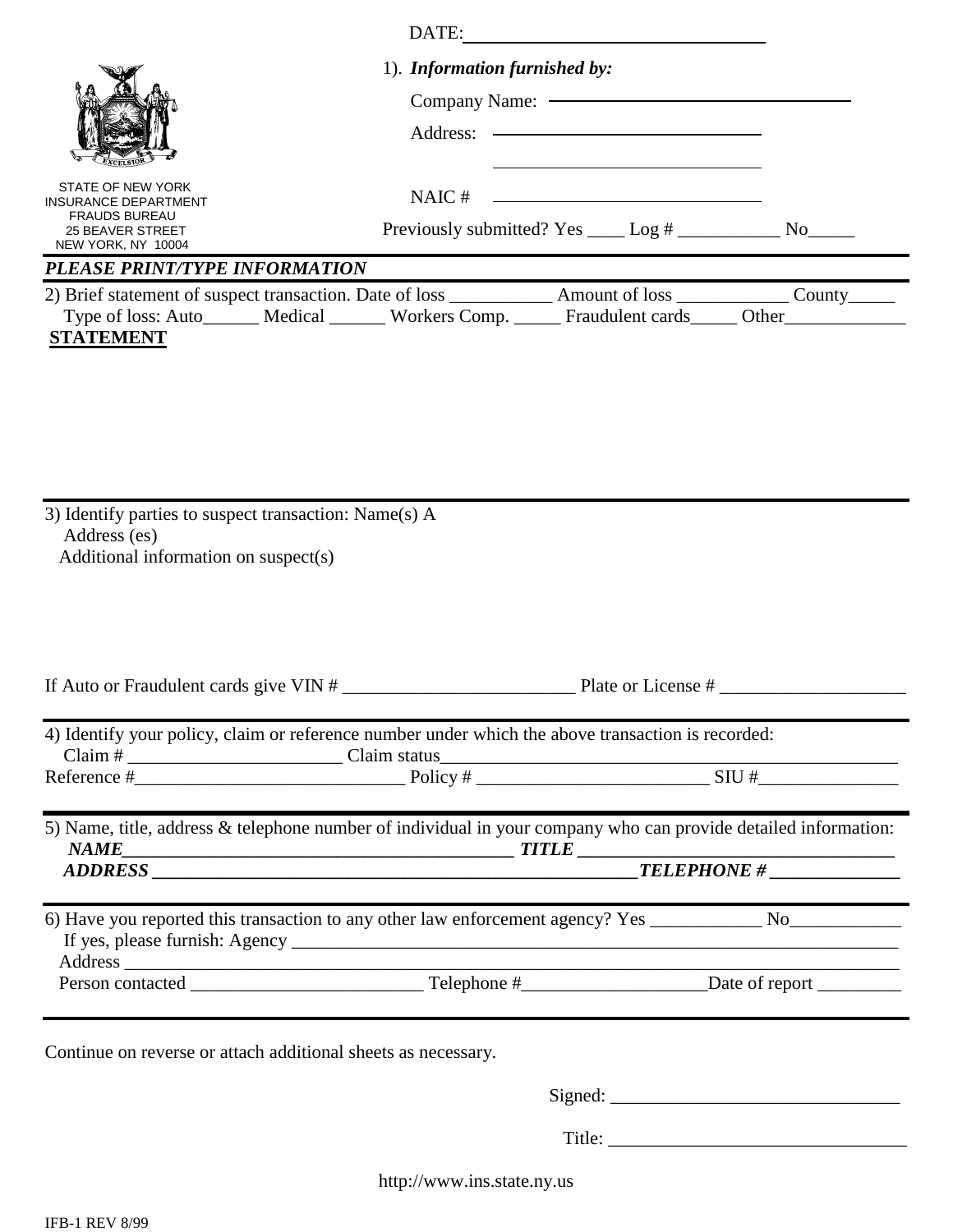DATE:\_\_\_\_\_\_\_\_\_\_\_\_\_\_\_\_\_\_\_\_\_\_\_\_\_\_\_\_\_\_

STATE OF NEW YORK
INSURANCE DEPARTMENT
FRAUDS BUREAU
25 BEAVER STREET
NEW YORK, NY 10004

1). ***Information furnished by:***

Company Name: \_\_\_\_\_\_\_\_\_\_\_\_\_\_\_\_\_\_\_\_\_\_\_\_\_\_\_\_\_\_

Address: \_\_\_\_\_\_\_\_\_\_\_\_\_\_\_\_\_\_\_\_\_\_\_\_\_\_\_\_\_\_

\_\_\_\_\_\_\_\_\_\_\_\_\_\_\_\_\_\_\_\_\_\_\_\_\_\_\_\_\_\_

NAIC # \_\_\_\_\_\_\_\_\_\_\_\_\_\_\_\_\_\_\_\_\_\_\_\_\_\_\_\_\_\_

Previously submitted? Yes \_\_\_\_ Log # \_\_\_\_\_\_\_\_\_\_\_ No\_\_\_\_\_

***PLEASE PRINT/TYPE INFORMATION***

2) Brief statement of suspect transaction. Date of loss \_\_\_\_\_\_\_\_\_\_\_ Amount of loss \_\_\_\_\_\_\_\_\_\_\_\_ County\_\_\_\_\_
Type of loss: Auto\_\_\_\_\_\_ Medical \_\_\_\_\_\_ Workers Comp. \_\_\_\_\_ Fraudulent cards\_\_\_\_\_ Other\_\_\_\_\_\_\_\_\_\_\_\_\_

**STATEMENT**

3) Identify parties to suspect transaction: Name(s) A
Address (es)
Additional information on suspect(s)

If Auto or Fraudulent cards give VIN # \_\_\_\_\_\_\_\_\_\_\_\_\_\_\_\_\_\_\_\_\_\_\_\_\_ Plate or License # \_\_\_\_\_\_\_\_\_\_\_\_\_\_\_\_\_\_\_\_

4) Identify your policy, claim or reference number under which the above transaction is recorded:
Claim # \_\_\_\_\_\_\_\_\_\_\_\_\_\_\_\_\_\_\_\_\_\_\_ Claim status\_\_\_\_\_\_\_\_\_\_\_\_\_\_\_\_\_\_\_\_\_\_\_\_\_\_\_\_\_\_\_\_\_\_\_\_\_\_\_\_\_\_\_\_\_\_\_\_\_
Reference #\_\_\_\_\_\_\_\_\_\_\_\_\_\_\_\_\_\_\_\_\_\_\_\_\_\_\_\_\_\_ Policy # \_\_\_\_\_\_\_\_\_\_\_\_\_\_\_\_\_\_\_\_\_\_\_\_\_\_ SIU #\_\_\_\_\_\_\_\_\_\_\_\_\_\_\_\_

5) Name, title, address & telephone number of individual in your company who can provide detailed information:
***NAME\_\_\_\_\_\_\_\_\_\_\_\_\_\_\_\_\_\_\_\_\_\_\_\_\_\_\_\_\_\_\_\_\_\_\_\_\_\_\_\_\_\_\_\_ TITLE \_\_\_\_\_\_\_\_\_\_\_\_\_\_\_\_\_\_\_\_\_\_\_\_\_\_\_\_\_\_\_\_\_\_\_***
***ADDRESS \_\_\_\_\_\_\_\_\_\_\_\_\_\_\_\_\_\_\_\_\_\_\_\_\_\_\_\_\_\_\_\_\_\_\_\_\_\_\_\_\_\_\_\_\_\_\_\_\_\_\_\_\_\_\_\_TELEPHONE # \_\_\_\_\_\_\_\_\_\_\_\_\_\_***

6) Have you reported this transaction to any other law enforcement agency? Yes \_\_\_\_\_\_\_\_\_\_\_\_ No\_\_\_\_\_\_\_\_\_\_\_\_
If yes, please furnish: Agency \_\_\_\_\_\_\_\_\_\_\_\_\_\_\_\_\_\_\_\_\_\_\_\_\_\_\_\_\_\_\_\_\_\_\_\_\_\_\_\_\_\_\_\_\_\_\_\_\_\_\_\_\_\_\_\_\_\_\_\_\_\_\_\_\_\_\_\_\_
Address \_\_\_\_\_\_\_\_\_\_\_\_\_\_\_\_\_\_\_\_\_\_\_\_\_\_\_\_\_\_\_\_\_\_\_\_\_\_\_\_\_\_\_\_\_\_\_\_\_\_\_\_\_\_\_\_\_\_\_\_\_\_\_\_\_\_\_\_\_\_\_\_\_\_\_\_\_\_\_\_\_\_
Person contacted \_\_\_\_\_\_\_\_\_\_\_\_\_\_\_\_\_\_\_\_\_\_\_\_\_ Telephone #\_\_\_\_\_\_\_\_\_\_\_\_\_\_\_\_\_\_\_\_Date of report \_\_\_\_\_\_\_\_\_

Continue on reverse or attach additional sheets as necessary.

Signed: \_\_\_\_\_\_\_\_\_\_\_\_\_\_\_\_\_\_\_\_\_\_\_\_\_\_\_\_\_\_\_

Title: \_\_\_\_\_\_\_\_\_\_\_\_\_\_\_\_\_\_\_\_\_\_\_\_\_\_\_\_\_\_\_\_

http://www.ins.state.ny.us

IFB-1 REV 8/99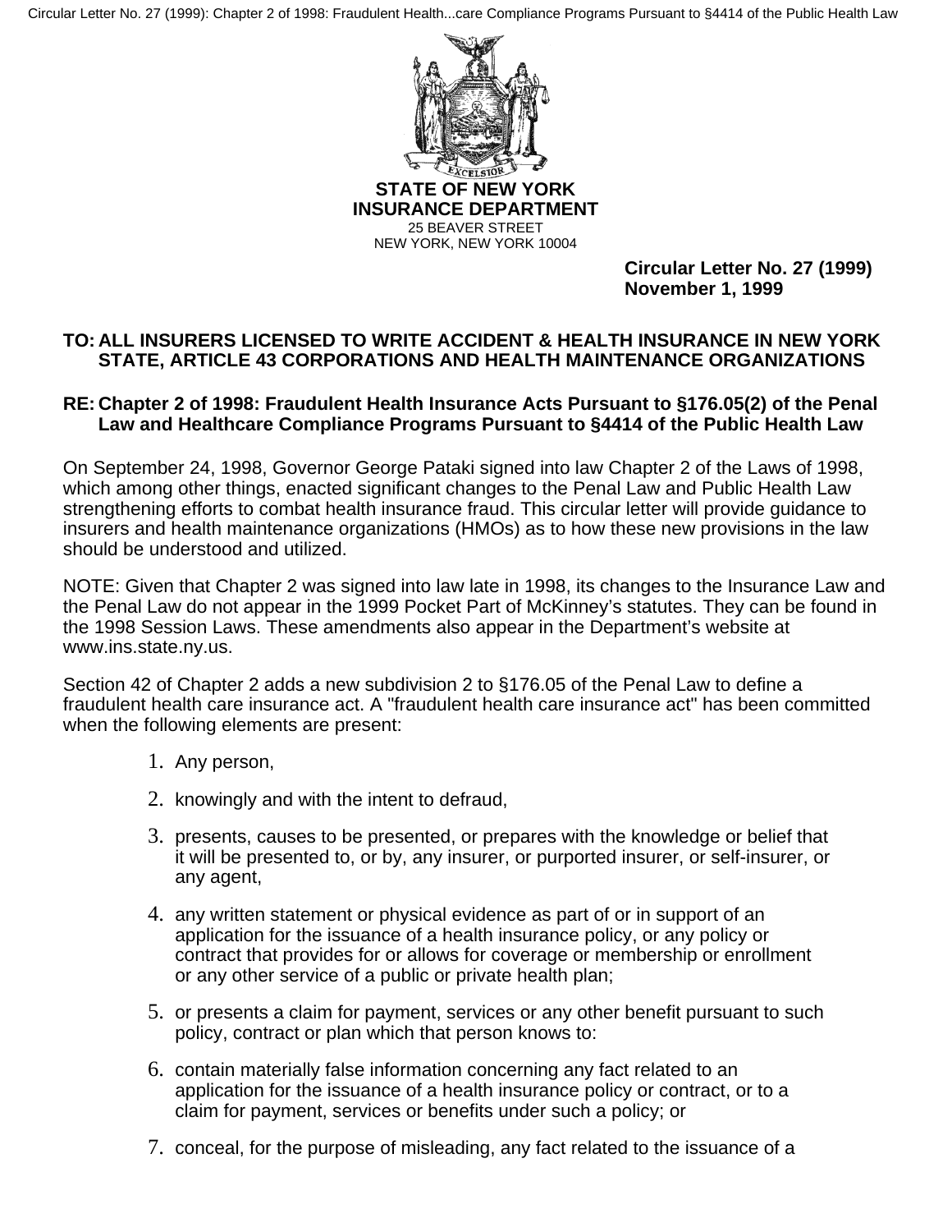**STATE OF NEW YORK**
**INSURANCE DEPARTMENT**
25 BEAVER STREET
NEW YORK, NEW YORK 10004

**Circular Letter No. 27 (1999)**
**November 1, 1999**

**TO: ALL INSURERS LICENSED TO WRITE ACCIDENT & HEALTH INSURANCE IN NEW YORK STATE, ARTICLE 43 CORPORATIONS AND HEALTH MAINTENANCE ORGANIZATIONS**

**RE: Chapter 2 of 1998: Fraudulent Health Insurance Acts Pursuant to §176.05(2) of the Penal Law and Healthcare Compliance Programs Pursuant to §4414 of the Public Health Law**

On September 24, 1998, Governor George Pataki signed into law Chapter 2 of the Laws of 1998, which among other things, enacted significant changes to the Penal Law and Public Health Law strengthening efforts to combat health insurance fraud. This circular letter will provide guidance to insurers and health maintenance organizations (HMOs) as to how these new provisions in the law should be understood and utilized.

NOTE: Given that Chapter 2 was signed into law late in 1998, its changes to the Insurance Law and the Penal Law do not appear in the 1999 Pocket Part of McKinney's statutes. They can be found in the 1998 Session Laws. These amendments also appear in the Department's website at www.ins.state.ny.us.

Section 42 of Chapter 2 adds a new subdivision 2 to §176.05 of the Penal Law to define a fraudulent health care insurance act. A "fraudulent health care insurance act" has been committed when the following elements are present:

1. Any person,
2. knowingly and with the intent to defraud,
3. presents, causes to be presented, or prepares with the knowledge or belief that it will be presented to, or by, any insurer, or purported insurer, or self-insurer, or any agent,
4. any written statement or physical evidence as part of or in support of an application for the issuance of a health insurance policy, or any policy or contract that provides for or allows for coverage or membership or enrollment or any other service of a public or private health plan;
5. or presents a claim for payment, services or any other benefit pursuant to such policy, contract or plan which that person knows to:
6. contain materially false information concerning any fact related to an application for the issuance of a health insurance policy or contract, or to a claim for payment, services or benefits under such a policy; or
7. conceal, for the purpose of misleading, any fact related to the issuance of a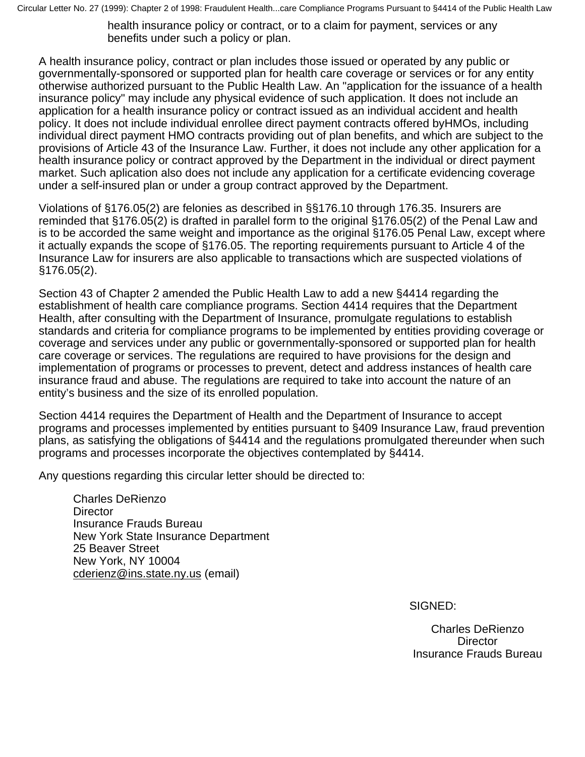health insurance policy or contract, or to a claim for payment, services or any benefits under such a policy or plan.

A health insurance policy, contract or plan includes those issued or operated by any public or governmentally-sponsored or supported plan for health care coverage or services or for any entity otherwise authorized pursuant to the Public Health Law. An "application for the issuance of a health insurance policy" may include any physical evidence of such application. It does not include an application for a health insurance policy or contract issued as an individual accident and health policy. It does not include individual enrollee direct payment contracts offered byHMOs, including individual direct payment HMO contracts providing out of plan benefits, and which are subject to the provisions of Article 43 of the Insurance Law. Further, it does not include any other application for a health insurance policy or contract approved by the Department in the individual or direct payment market. Such aplication also does not include any application for a certificate evidencing coverage under a self-insured plan or under a group contract approved by the Department.

Violations of §176.05(2) are felonies as described in §§176.10 through 176.35. Insurers are reminded that §176.05(2) is drafted in parallel form to the original §176.05(2) of the Penal Law and is to be accorded the same weight and importance as the original §176.05 Penal Law, except where it actually expands the scope of §176.05. The reporting requirements pursuant to Article 4 of the Insurance Law for insurers are also applicable to transactions which are suspected violations of §176.05(2).

Section 43 of Chapter 2 amended the Public Health Law to add a new §4414 regarding the establishment of health care compliance programs. Section 4414 requires that the Department Health, after consulting with the Department of Insurance, promulgate regulations to establish standards and criteria for compliance programs to be implemented by entities providing coverage or coverage and services under any public or governmentally-sponsored or supported plan for health care coverage or services. The regulations are required to have provisions for the design and implementation of programs or processes to prevent, detect and address instances of health care insurance fraud and abuse. The regulations are required to take into account the nature of an entity's business and the size of its enrolled population.

Section 4414 requires the Department of Health and the Department of Insurance to accept programs and processes implemented by entities pursuant to §409 Insurance Law, fraud prevention plans, as satisfying the obligations of §4414 and the regulations promulgated thereunder when such programs and processes incorporate the objectives contemplated by §4414.

Any questions regarding this circular letter should be directed to:

Charles DeRienzo
Director
Insurance Frauds Bureau
New York State Insurance Department
25 Beaver Street
New York, NY 10004
cderienz@ins.state.ny.us (email)

SIGNED:

Charles DeRienzo
Director
Insurance Frauds Bureau